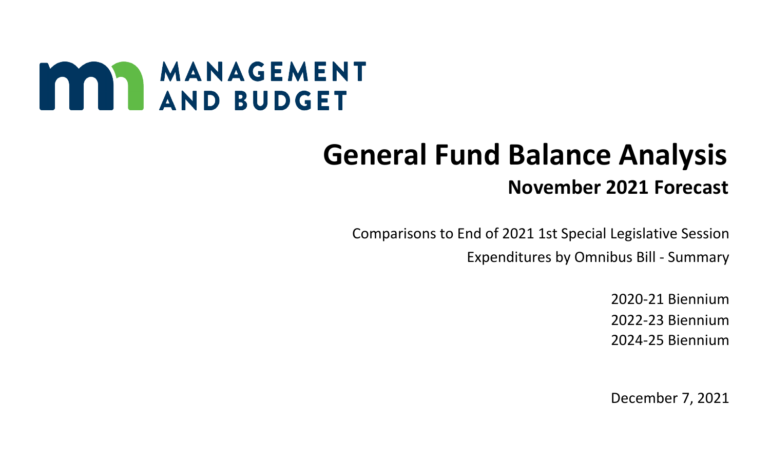MANAGEMENT AND BUDGET

# General Fund Balance Analysis

## November 2021 Forecast

Comparisons to End of 2021 1st Special Legislative Session

Expenditures by Omnibus Bill - Summary

2020-21 Biennium

2022-23 Biennium

2024-25 Biennium

December 7, 2021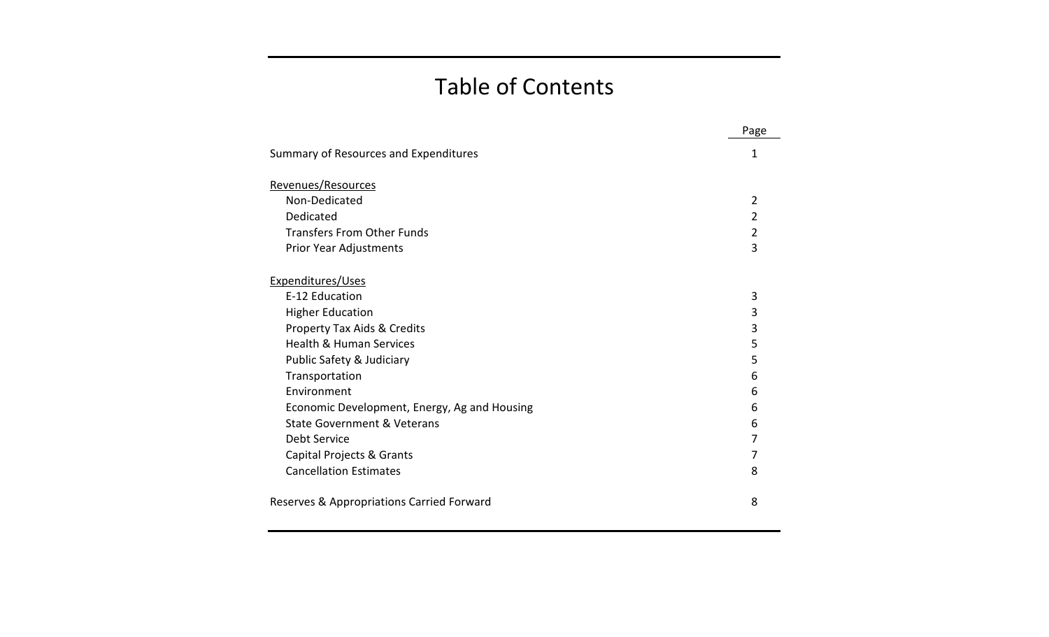# Table of Contents

| | Page |
|---|---|
| Summary of Resources and Expenditures | 1 |
| Revenues/Resources | |
| Non-Dedicated | 2 |
| Dedicated | 2 |
| Transfers From Other Funds | 2 |
| Prior Year Adjustments | 3 |
| Expenditures/Uses | |
| E-12 Education | 3 |
| Higher Education | 3 |
| Property Tax Aids & Credits | 3 |
| Health & Human Services | 5 |
| Public Safety & Judiciary | 5 |
| Transportation | 6 |
| Environment | 6 |
| Economic Development, Energy, Ag and Housing | 6 |
| State Government & Veterans | 6 |
| Debt Service | 7 |
| Capital Projects & Grants | 7 |
| Cancellation Estimates | 8 |
| Reserves & Appropriations Carried Forward | 8 |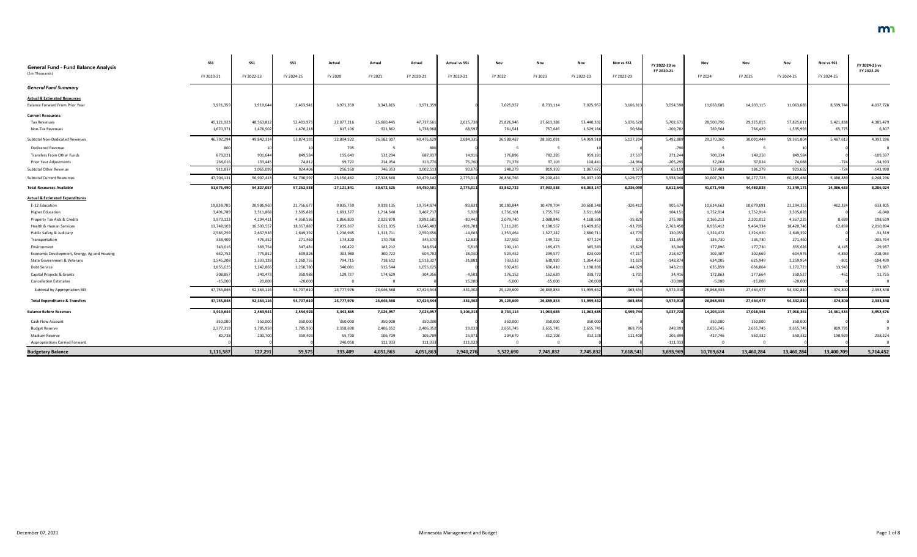# General Fund - Fund Balance Analysis

($ in Thousands)

| | SS1 | SS1 | SS1 | Actual | Actual | Actual | Actual vs SS1 | Nov | Nov | Nov | Nov vs SS1 | FY 2022-23 vs FY 2020-21 | Nov | Nov | Nov | Nov vs SS1 | FY 2024-25 vs FY 2022-23 |
|---|---|---|---|---|---|---|---|---|---|---|---|---|---|---|---|---|---|
| | FY 2020-21 | FY 2022-23 | FY 2024-25 | FY 2020 | FY 2021 | FY 2020-21 | FY 2020-21 | FY 2022 | FY 2023 | FY 2022-23 | FY 2022-23 | | FY 2024 | FY 2025 | FY 2024-25 | FY 2024-25 | |
| ***General Fund Summary*** | | | | | | | | | | | | | | | | | |
| **Actual & Estimated Resources** | | | | | | | | | | | | | | | | | |
| Balance Forward From Prior Year | 3,971,359 | 3,919,644 | 2,463,941 | 3,971,359 | 3,343,865 | 3,971,359 | 0 | 7,025,957 | 8,733,114 | 7,025,957 | 3,106,313 | 3,054,598 | 11,063,685 | 14,203,115 | 11,063,685 | 8,599,744 | 4,037,728 |
| **Current Resources:** | | | | | | | | | | | | | | | | | |
| Tax Revenues | 45,121,923 | 48,363,812 | 52,403,973 | 22,077,216 | 25,660,445 | 47,737,661 | 2,615,738 | 25,826,946 | 27,613,386 | 53,440,332 | 5,076,520 | 5,702,671 | 28,500,796 | 29,325,015 | 57,825,811 | 5,421,838 | 4,385,479 |
| Non-Tax Revenues | 1,670,371 | 1,478,502 | 1,470,218 | 817,106 | 921,862 | 1,738,968 | 68,597 | 761,541 | 767,645 | 1,529,186 | 50,684 | -209,782 | 769,564 | 766,429 | 1,535,993 | 65,775 | 6,807 |
| Subtotal Non-Dedicated Revenues | 46,792,294 | 49,842,314 | 53,874,191 | 22,894,322 | 26,582,307 | 49,476,629 | 2,684,335 | 26,588,487 | 28,381,031 | 54,969,518 | 5,127,204 | 5,492,889 | 29,270,360 | 30,091,444 | 59,361,804 | 5,487,613 | 4,392,286 |
| Dedicated Revenue | 800 | 10 | 10 | 795 | 5 | 800 | | 5 | 5 | 10 | 0 | -790 | 5 | 5 | 10 | 0 | 0 |
| Transfers From Other Funds | 673,021 | 931,644 | 849,584 | 155,643 | 532,294 | 687,937 | 14,916 | 176,896 | 782,285 | 959,181 | 27,537 | 271,244 | 700,334 | 149,250 | 849,584 | 0 | -109,597 |
| Prior Year Adjustments | 238,016 | 133,445 | 74,812 | 99,722 | 214,054 | 313,776 | 75,760 | 71,378 | 37,103 | 108,481 | -24,964 | -205,295 | 37,064 | 37,024 | 74,088 | -724 | -34,393 |
| Subtotal Other Revenue | 911,837 | 1,065,099 | 924,406 | 256,160 | 746,353 | 1,002,513 | 90,676 | 248,279 | 819,393 | 1,067,672 | 2,573 | 65,159 | 737,403 | 186,279 | 923,682 | -724 | -143,990 |
| Subtotal Current Resources | 47,704,131 | 50,907,413 | 54,798,597 | 23,150,482 | 27,328,660 | 50,479,142 | 2,775,011 | 26,836,766 | 29,200,424 | 56,037,190 | 5,129,777 | 5,558,048 | 30,007,763 | 30,277,723 | 60,285,486 | 5,486,889 | 4,248,296 |
| **Total Resources Available** | 51,675,490 | 54,827,057 | 57,262,538 | 27,121,841 | 30,672,525 | 54,450,501 | 2,775,011 | 33,862,723 | 37,933,538 | 63,063,147 | 8,236,090 | 8,612,646 | 41,071,448 | 44,480,838 | 71,349,171 | 14,086,633 | 8,286,024 |
| **Actual & Estimated Expenditures** | | | | | | | | | | | | | | | | | |
| E-12 Education | 19,838,705 | 20,986,960 | 21,756,677 | 9,835,739 | 9,919,135 | 19,754,874 | -83,831 | 10,180,844 | 10,479,704 | 20,660,548 | -326,412 | 905,674 | 10,614,662 | 10,679,691 | 21,294,353 | -462,324 | 633,805 |
| Higher Education | 3,401,789 | 3,511,868 | 3,505,828 | 1,693,377 | 1,714,340 | 3,407,717 | 5,928 | 1,756,101 | 1,755,767 | 3,511,868 | 0 | 104,151 | 1,752,914 | 1,752,914 | 3,505,828 | 0 | -6,040 |
| Property Tax Aids & Credits | 3,973,123 | 4,204,411 | 4,358,536 | 1,866,803 | 2,025,878 | 3,892,681 | -80,442 | 2,079,740 | 2,088,846 | 4,168,586 | -35,825 | 275,905 | 2,166,213 | 2,201,012 | 4,367,225 | 8,689 | 198,639 |
| Health & Human Services | 13,748,103 | 16,503,557 | 18,357,887 | 7,035,367 | 6,611,035 | 13,646,402 | -101,701 | 7,211,285 | 9,198,567 | 16,409,852 | -93,705 | 2,763,450 | 8,956,412 | 9,464,334 | 18,420,746 | 62,859 | 2,010,894 |
| Public Safety & Judiciary | 2,565,259 | 2,637,936 | 2,649,392 | 1,236,945 | 1,313,711 | 2,550,656 | -14,603 | 1,353,464 | 1,327,247 | 2,680,711 | 42,775 | 130,055 | 1,324,472 | 1,324,920 | 2,649,392 | 0 | -31,319 |
| Transportation | 358,409 | 476,352 | 271,460 | 174,820 | 170,750 | 345,570 | -12,839 | 327,502 | 149,722 | 477,224 | 872 | 131,654 | 135,730 | 135,730 | 271,460 | 0 | -205,764 |
| Environment | 343,016 | 369,754 | 347,481 | 166,422 | 182,212 | 348,634 | 5,618 | 200,110 | 185,473 | 385,583 | 15,829 | 36,949 | 177,896 | 177,730 | 355,626 | 8,145 | -29,957 |
| Economic Development, Energy, Ag and Housing | 632,752 | 775,812 | 609,826 | 303,980 | 300,722 | 604,702 | -28,050 | 523,452 | 299,577 | 823,029 | 47,217 | 218,327 | 302,307 | 302,669 | 604,976 | -4,850 | -218,053 |
| State Government & Veterans | 1,545,208 | 1,333,128 | 1,260,755 | 794,715 | 718,612 | 1,513,327 | -31,881 | 733,533 | 630,920 | 1,364,453 | 31,325 | -148,874 | 634,005 | 625,949 | 1,259,954 | -801 | -104,499 |
| Debt Service | 1,055,625 | 1,242,865 | 1,258,780 | 540,081 | 515,544 | 1,055,625 | 0 | 592,426 | 606,410 | 1,198,836 | -44,029 | 143,211 | 635,859 | 636,864 | 1,272,723 | 13,943 | 73,887 |
| Capital Projects & Grants | 308,857 | 340,473 | 350,988 | 129,727 | 174,629 | 304,356 | -4,501 | 176,152 | 162,620 | 338,772 | -1,701 | 34,416 | 172,863 | 177,664 | 350,527 | -461 | 11,755 |
| Cancellation Estimates | -15,000 | -20,000 | -20,000 | 0 | 0 | 0 | 15,000 | -5,000 | -15,000 | -20,000 | 0 | -20,000 | -5,000 | -15,000 | -20,000 | 0 | 0 |
| Subtotal by Appropriation Bill | 47,755,846 | 52,363,116 | 54,707,610 | 23,777,976 | 23,646,568 | 47,424,544 | -331,302 | 25,129,609 | 26,869,853 | 51,999,462 | -363,654 | 4,574,918 | 26,868,333 | 27,464,477 | 54,332,810 | -374,800 | 2,333,348 |
| **Total Expenditures & Transfers** | 47,755,846 | 52,363,116 | 54,707,610 | 23,777,976 | 23,646,568 | 47,424,544 | -331,302 | 25,129,609 | 26,869,853 | 51,999,462 | -363,654 | 4,574,918 | 26,868,333 | 27,464,477 | 54,332,810 | -374,800 | 2,333,348 |
| **Balance Before Reserves** | 3,919,644 | 2,463,941 | 2,554,928 | 3,343,865 | 7,025,957 | 7,025,957 | 3,106,313 | 8,733,114 | 11,063,685 | 11,063,685 | 8,599,744 | 4,037,728 | 14,203,115 | 17,016,361 | 17,016,361 | 14,461,433 | 5,952,676 |
| Cash Flow Account | 350,000 | 350,000 | 350,000 | 350,000 | 350,000 | 350,000 | 0 | 350,000 | 350,000 | 350,000 | 0 | 0 | 350,000 | 350,000 | 350,000 | 0 | 0 |
| Budget Reserve | 2,377,319 | 1,785,950 | 1,785,950 | 2,358,698 | 2,406,352 | 2,406,352 | 29,033 | 2,655,745 | 2,655,745 | 2,655,745 | 869,795 | 249,393 | 2,655,745 | 2,655,745 | 2,655,745 | 869,795 | 0 |
| Stadium Reserve | 80,738 | 200,700 | 359,403 | 55,700 | 106,709 | 106,709 | 25,971 | 204,679 | 312,108 | 312,108 | 111,408 | 205,399 | 427,746 | 550,332 | 550,332 | 190,929 | 238,224 |
| Appropriations Carried Forward | 0 | 0 | 0 | 246,058 | 111,033 | 111,033 | 111,033 | 0 | 0 | 0 | 0 | -111,033 | 0 | 0 | 0 | 0 | 0 |
| **Budgetary Balance** | **1,111,587** | **127,291** | **59,575** | **333,409** | **4,051,863** | **4,051,863** | **2,940,276** | **5,522,690** | **7,745,832** | **7,745,832** | **7,618,541** | **3,693,969** | **10,769,624** | **13,460,284** | **13,460,284** | **13,400,709** | **5,714,452** |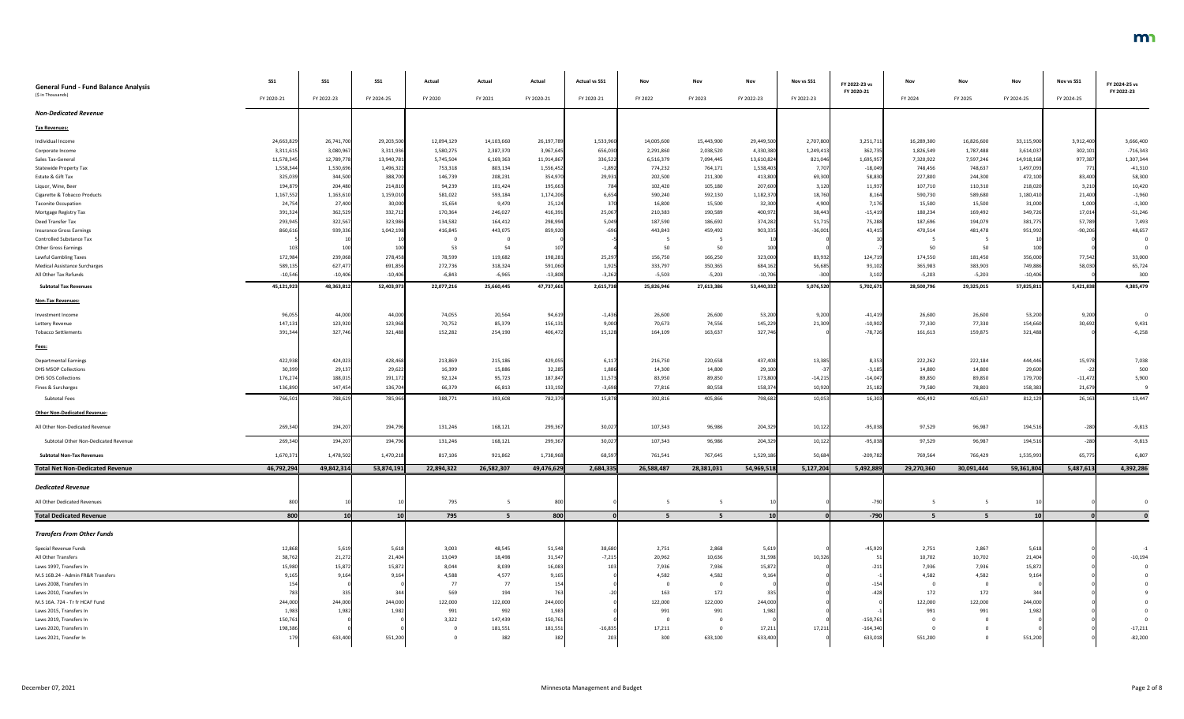# General Fund - Fund Balance Analysis

($ in Thousands)

| | SS1 FY 2020-21 | SS1 FY 2022-23 | SS1 FY 2024-25 | Actual FY 2020 | Actual FY 2021 | Actual FY 2020-21 | Actual vs SS1 FY 2020-21 | Nov FY 2022 | Nov FY 2023 | Nov FY 2022-23 | Nov vs SS1 FY 2022-23 | FY 2022-23 vs FY 2020-21 | Nov FY 2024 | Nov FY 2025 | Nov FY 2024-25 | Nov vs SS1 FY 2024-25 | FY 2024-25 vs FY 2022-23 |
|---|---|---|---|---|---|---|---|---|---|---|---|---|---|---|---|---|---|
| ***Non-Dedicated Revenue*** | | | | | | | | | | | | | | | | | |
| **Tax Revenues:** | | | | | | | | | | | | | | | | | |
| Individual Income | 24,663,829 | 26,741,700 | 29,203,500 | 12,094,129 | 14,103,660 | 26,197,789 | 1,533,960 | 14,005,600 | 15,443,900 | 29,449,500 | 2,707,800 | 3,251,711 | 16,289,300 | 16,826,600 | 33,115,900 | 3,912,400 | 3,666,400 |
| Corporate Income | 3,311,615 | 3,080,967 | 3,311,936 | 1,580,275 | 2,387,370 | 3,967,645 | 656,030 | 2,291,860 | 2,038,520 | 4,330,380 | 1,249,413 | 362,735 | 1,826,549 | 1,787,488 | 3,614,037 | 302,101 | -716,343 |
| Sales Tax-General | 11,578,345 | 12,789,778 | 13,940,781 | 5,745,504 | 6,169,363 | 11,914,867 | 336,522 | 6,516,379 | 7,094,445 | 13,610,824 | 821,046 | 1,695,957 | 7,320,922 | 7,597,246 | 14,918,168 | 977,387 | 1,307,344 |
| Statewide Property Tax | 1,558,344 | 1,530,696 | 1,496,322 | 753,318 | 803,134 | 1,556,452 | -1,892 | 774,232 | 764,171 | 1,538,403 | 7,707 | -18,049 | 748,456 | 748,637 | 1,497,093 | 771 | -41,310 |
| Estate & Gift Tax | 325,039 | 344,500 | 388,700 | 146,739 | 208,231 | 354,970 | 29,931 | 202,500 | 211,300 | 413,800 | 69,300 | 58,830 | 227,800 | 244,300 | 472,100 | 83,400 | 58,300 |
| Liquor, Wine, Beer | 194,879 | 204,480 | 214,810 | 94,239 | 101,424 | 195,663 | 784 | 102,420 | 105,180 | 207,600 | 3,120 | 11,937 | 107,710 | 110,310 | 218,020 | 3,210 | 10,420 |
| Cigarette & Tobacco Products | 1,167,552 | 1,163,610 | 1,159,010 | 581,022 | 593,184 | 1,174,206 | 6,654 | 590,240 | 592,130 | 1,182,370 | 18,760 | 8,164 | 590,730 | 589,680 | 1,180,410 | 21,400 | -1,960 |
| Taconite Occupation | 24,754 | 27,400 | 30,000 | 15,654 | 9,470 | 25,124 | 370 | 16,800 | 15,500 | 32,300 | 4,900 | 7,176 | 15,500 | 15,500 | 31,000 | 1,000 | -1,300 |
| Mortgage Registry Tax | 391,324 | 362,529 | 332,712 | 170,364 | 246,027 | 416,391 | 25,067 | 210,383 | 190,589 | 400,972 | 38,443 | -15,419 | 180,234 | 169,492 | 349,726 | 17,014 | -51,246 |
| Deed Transfer Tax | 293,945 | 322,567 | 323,986 | 134,582 | 164,412 | 298,994 | 5,049 | 187,590 | 186,692 | 374,282 | 51,715 | 75,288 | 187,696 | 194,079 | 381,775 | 57,789 | 7,493 |
| Insurance Gross Earnings | 860,616 | 939,336 | 1,042,198 | 416,845 | 443,075 | 859,920 | -696 | 443,843 | 459,492 | 903,335 | -36,001 | 43,415 | 470,514 | 481,478 | 951,992 | -90,206 | 48,657 |
| Controlled Substance Tax | 5 | 10 | 10 | 0 | 0 | 0 | -5 | 5 | 5 | 10 | 0 | 10 | 5 | 5 | 10 | 0 | 0 |
| Other Gross Earnings | 103 | 100 | 100 | 53 | 54 | 107 | 4 | 50 | 50 | 100 | 0 | -7 | 50 | 50 | 100 | 0 | 0 |
| Lawful Gambling Taxes | 172,984 | 239,068 | 278,458 | 78,599 | 119,682 | 198,281 | 25,297 | 156,750 | 166,250 | 323,000 | 83,932 | 124,719 | 174,550 | 181,450 | 356,000 | 77,542 | 33,000 |
| Medical Assistance Surcharges | 589,135 | 627,477 | 691,856 | 272,736 | 318,324 | 591,060 | 1,925 | 333,797 | 350,365 | 684,162 | 56,685 | 93,102 | 365,983 | 383,903 | 749,886 | 58,030 | 65,724 |
| All Other Tax Refunds | -10,546 | -10,406 | -10,406 | -6,843 | -6,965 | -13,808 | -3,262 | -5,503 | -5,203 | -10,706 | -300 | 3,102 | -5,203 | -5,203 | -10,406 | 0 | 300 |
| **Subtotal Tax Revenues** | **45,121,923** | **48,363,812** | **52,403,973** | **22,077,216** | **25,660,445** | **47,737,661** | **2,615,738** | **25,826,946** | **27,613,386** | **53,440,332** | **5,076,520** | **5,702,671** | **28,500,796** | **29,325,015** | **57,825,811** | **5,421,838** | **4,385,479** |
| **Non-Tax Revenues:** | | | | | | | | | | | | | | | | | |
| Investment Income | 96,055 | 44,000 | 44,000 | 74,055 | 20,564 | 94,619 | -1,436 | 26,600 | 26,600 | 53,200 | 9,200 | -41,419 | 26,600 | 26,600 | 53,200 | 9,200 | 0 |
| Lottery Revenue | 147,131 | 123,920 | 123,968 | 70,752 | 85,379 | 156,131 | 9,000 | 70,673 | 74,556 | 145,229 | 21,309 | -10,902 | 77,330 | 77,330 | 154,660 | 30,692 | 9,431 |
| Tobacco Settlements | 391,344 | 327,746 | 321,488 | 152,282 | 254,190 | 406,472 | 15,128 | 164,109 | 163,637 | 327,746 | 0 | -78,726 | 161,613 | 159,875 | 321,488 | 0 | -6,258 |
| **Fees:** | | | | | | | | | | | | | | | | | |
| Departmental Earnings | 422,938 | 424,023 | 428,468 | 213,869 | 215,186 | 429,055 | 6,117 | 216,750 | 220,658 | 437,408 | 13,385 | 8,353 | 222,262 | 222,184 | 444,446 | 15,978 | 7,038 |
| DHS MSOP Collections | 30,399 | 29,137 | 29,622 | 16,399 | 15,886 | 32,285 | 1,886 | 14,300 | 14,800 | 29,100 | -37 | -3,185 | 14,800 | 14,800 | 29,600 | -22 | 500 |
| DHS SOS Collections | 176,274 | 188,015 | 191,172 | 92,124 | 95,723 | 187,847 | 11,573 | 83,950 | 89,850 | 173,800 | -14,215 | -14,047 | 89,850 | 89,850 | 179,700 | -11,472 | 5,900 |
| Fines & Surcharges | 136,890 | 147,454 | 136,704 | 66,379 | 66,813 | 133,192 | -3,698 | 77,816 | 80,558 | 158,374 | 10,920 | 25,182 | 79,580 | 78,803 | 158,383 | 21,679 | 9 |
| Subtotal Fees | 766,501 | 788,629 | 785,966 | 388,771 | 393,608 | 782,379 | 15,878 | 392,816 | 405,866 | 798,682 | 10,053 | 16,303 | 406,492 | 405,637 | 812,129 | 26,163 | 13,447 |
| **Other Non-Dedicated Revenue:** | | | | | | | | | | | | | | | | | |
| All Other Non-Dedicated Revenue | 269,340 | 194,207 | 194,796 | 131,246 | 168,121 | 299,367 | 30,027 | 107,343 | 96,986 | 204,329 | 10,122 | -95,038 | 97,529 | 96,987 | 194,516 | -280 | -9,813 |
| Subtotal Other Non-Dedicated Revenue | 269,340 | 194,207 | 194,796 | 131,246 | 168,121 | 299,367 | 30,027 | 107,343 | 96,986 | 204,329 | 10,122 | -95,038 | 97,529 | 96,987 | 194,516 | -280 | -9,813 |
| **Subtotal Non-Tax Revenues** | 1,670,371 | 1,478,502 | 1,470,218 | 817,106 | 921,862 | 1,738,968 | 68,597 | 761,541 | 767,645 | 1,529,186 | 50,684 | -209,782 | 769,564 | 766,429 | 1,535,993 | 65,775 | 6,807 |
| **Total Net Non-Dedicated Revenue** | **46,792,294** | **49,842,314** | **53,874,191** | **22,894,322** | **26,582,307** | **49,476,629** | **2,684,335** | **26,588,487** | **28,381,031** | **54,969,518** | **5,127,204** | **5,492,889** | **29,270,360** | **30,091,444** | **59,361,804** | **5,487,613** | **4,392,286** |
| ***Dedicated Revenue*** | | | | | | | | | | | | | | | | | |
| All Other Dedicated Revenues | 800 | 10 | 10 | 795 | 5 | 800 | 0 | 5 | 5 | 10 | 0 | -790 | 5 | 5 | 10 | 0 | 0 |
| **Total Dedicated Revenue** | **800** | **10** | **10** | **795** | **5** | **800** | **0** | **5** | **5** | **10** | **0** | **-790** | **5** | **5** | **10** | **0** | **0** |
| ***Transfers From Other Funds*** | | | | | | | | | | | | | | | | | |
| Special Revenue Funds | 12,868 | 5,619 | 5,618 | 3,003 | 48,545 | 51,548 | 38,680 | 2,751 | 2,868 | 5,619 | 0 | -45,929 | 2,751 | 2,867 | 5,618 | 0 | -1 |
| All Other Transfers | 38,762 | 21,272 | 21,404 | 13,049 | 18,498 | 31,547 | -7,215 | 20,962 | 10,636 | 31,598 | 10,326 | 51 | 10,702 | 10,702 | 21,404 | 0 | -10,194 |
| Laws 1997, Transfers In | 15,980 | 15,872 | 15,872 | 8,044 | 8,039 | 16,083 | 103 | 7,936 | 7,936 | 15,872 | 0 | -211 | 7,936 | 7,936 | 15,872 | 0 | 0 |
| M.S 16B.24 - Admin FR&R Transfers | 9,165 | 9,164 | 9,164 | 4,588 | 4,577 | 9,165 | 0 | 4,582 | 4,582 | 9,164 | 0 | -1 | 4,582 | 4,582 | 9,164 | 0 | 0 |
| Laws 2008, Transfers In | 154 | 0 | 0 | 77 | 77 | 154 | 0 | 0 | 0 | 0 | 0 | -154 | 0 | 0 | 0 | 0 | 0 |
| Laws 2010, Transfers In | 783 | 335 | 344 | 569 | 194 | 763 | -20 | 163 | 172 | 335 | 0 | -428 | 172 | 172 | 344 | 0 | 9 |
| M.S 16A. 724 - Tr fr HCAF Fund | 244,000 | 244,000 | 244,000 | 122,000 | 122,000 | 244,000 | 0 | 122,000 | 122,000 | 244,000 | 0 | 0 | 122,000 | 122,000 | 244,000 | 0 | 0 |
| Laws 2015, Transfers In | 1,983 | 1,982 | 1,982 | 991 | 992 | 1,983 | 0 | 991 | 991 | 1,982 | 0 | -1 | 991 | 991 | 1,982 | 0 | 0 |
| Laws 2019, Transfers In | 150,761 | 0 | 0 | 3,322 | 147,439 | 150,761 | 0 | 0 | 0 | 0 | 0 | -150,761 | 0 | 0 | 0 | 0 | 0 |
| Laws 2020, Transfers In | 198,386 | 0 | 0 | 0 | 181,551 | 181,551 | -16,835 | 17,211 | 0 | 17,211 | 17,211 | -164,340 | 0 | 0 | 0 | 0 | -17,211 |
| Laws 2021, Transfer In | 179 | 633,400 | 551,200 | 0 | 382 | 382 | 203 | 300 | 633,100 | 633,400 | 0 | 633,018 | 551,200 | 0 | 551,200 | 0 | -82,200 |

December 07, 2021 — Minnesota Management and Budget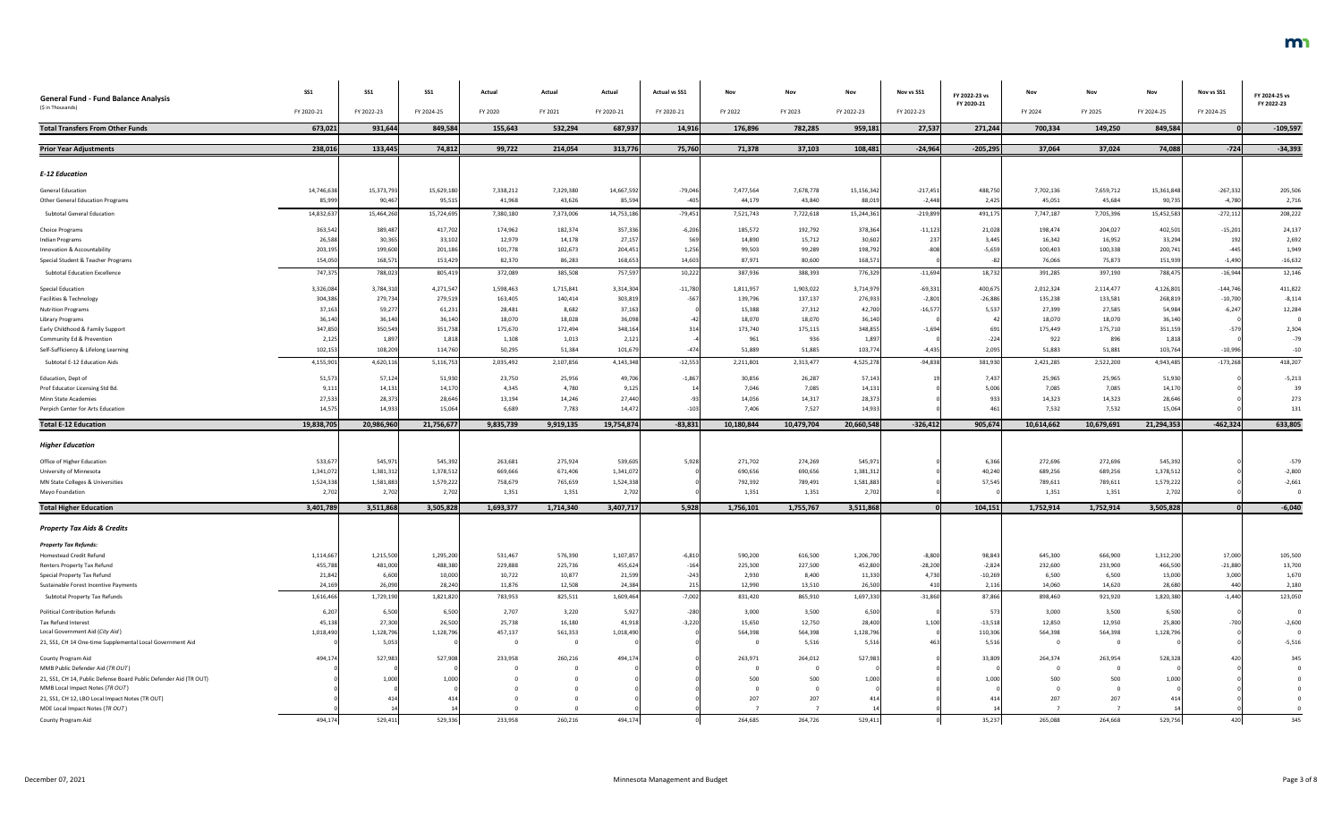| General Fund - Fund Balance Analysis ($ in Thousands) | SS1 FY 2020-21 | SS1 FY 2022-23 | SS1 FY 2024-25 | Actual FY 2020 | Actual FY 2021 | Actual FY 2020-21 | Actual vs SS1 FY 2020-21 | Nov FY 2022 | Nov FY 2023 | Nov FY 2022-23 | Nov vs SS1 FY 2022-23 | FY 2022-23 vs FY 2020-21 | Nov FY 2024 | Nov FY 2025 | Nov FY 2024-25 | Nov vs SS1 FY 2024-25 | FY 2024-25 vs FY 2022-23 |
|---|---|---|---|---|---|---|---|---|---|---|---|---|---|---|---|---|---|
| **Total Transfers From Other Funds** | 673,021 | 931,644 | 849,584 | 155,643 | 532,294 | 687,937 | 14,916 | 176,896 | 782,285 | 959,181 | 27,537 | 271,244 | 700,334 | 149,250 | 849,584 | 0 | -109,597 |
| **Prior Year Adjustments** | 238,016 | 133,445 | 74,812 | 99,722 | 214,054 | 313,776 | 75,760 | 71,378 | 37,103 | 108,481 | -24,964 | -205,295 | 37,064 | 37,024 | 74,088 | -724 | -34,393 |
| ***E-12 Education*** | | | | | | | | | | | | | | | | | |
| General Education | 14,746,638 | 15,373,793 | 15,629,180 | 7,338,212 | 7,329,380 | 14,667,592 | -79,046 | 7,477,564 | 7,678,778 | 15,156,342 | -217,451 | 488,750 | 7,702,136 | 7,659,712 | 15,361,848 | -267,332 | 205,506 |
| Other General Education Programs | 85,999 | 90,467 | 95,515 | 41,968 | 43,626 | 85,594 | -405 | 44,179 | 43,840 | 88,019 | -2,448 | 2,425 | 45,051 | 45,684 | 90,735 | -4,780 | 2,716 |
| Subtotal General Education | 14,832,637 | 15,464,260 | 15,724,695 | 7,380,180 | 7,373,006 | 14,753,186 | -79,451 | 7,521,743 | 7,722,618 | 15,244,361 | -219,899 | 491,175 | 7,747,187 | 7,705,396 | 15,452,583 | -272,112 | 208,222 |
| Choice Programs | 363,542 | 389,487 | 417,702 | 174,962 | 182,374 | 357,336 | -6,206 | 185,572 | 192,792 | 378,364 | -11,123 | 21,028 | 198,474 | 204,027 | 402,501 | -15,201 | 24,137 |
| Indian Programs | 26,588 | 30,365 | 33,102 | 12,979 | 14,178 | 27,157 | 569 | 14,890 | 15,712 | 30,602 | 237 | 3,445 | 16,342 | 16,952 | 33,294 | 192 | 2,692 |
| Innovation & Accountability | 203,195 | 199,600 | 201,186 | 101,778 | 102,673 | 204,451 | 1,256 | 99,503 | 99,289 | 198,792 | -808 | -5,659 | 100,403 | 100,338 | 200,741 | -445 | 1,949 |
| Special Student & Teacher Programs | 154,050 | 168,571 | 153,429 | 82,370 | 86,283 | 168,653 | 14,603 | 87,971 | 80,600 | 168,571 | 0 | -82 | 76,066 | 75,873 | 151,939 | -1,490 | -16,632 |
| Subtotal Education Excellence | 747,375 | 788,023 | 805,419 | 372,089 | 385,508 | 757,597 | 10,222 | 387,936 | 388,393 | 776,329 | -11,694 | 18,732 | 391,285 | 397,190 | 788,475 | -16,944 | 12,146 |
| Special Education | 3,326,084 | 3,784,310 | 4,271,547 | 1,598,463 | 1,715,841 | 3,314,304 | -11,780 | 1,811,957 | 1,903,022 | 3,714,979 | -69,331 | 400,675 | 2,012,324 | 2,114,477 | 4,126,801 | -144,746 | 411,822 |
| Facilities & Technology | 304,386 | 279,734 | 279,519 | 163,405 | 140,414 | 303,819 | -567 | 139,796 | 137,137 | 276,933 | -2,801 | -26,886 | 135,238 | 133,581 | 268,819 | -10,700 | -8,114 |
| Nutrition Programs | 37,163 | 59,277 | 61,231 | 28,481 | 8,682 | 37,163 | 0 | 15,388 | 27,312 | 42,700 | -16,577 | 5,537 | 27,399 | 27,585 | 54,984 | -6,247 | 12,284 |
| Library Programs | 36,140 | 36,140 | 36,140 | 18,070 | 18,028 | 36,098 | -42 | 18,070 | 18,070 | 36,140 | 0 | 42 | 18,070 | 18,070 | 36,140 | 0 | 0 |
| Early Childhood & Family Support | 347,850 | 350,549 | 351,738 | 175,670 | 172,494 | 348,164 | 314 | 173,740 | 175,115 | 348,855 | -1,694 | 691 | 175,449 | 175,710 | 351,159 | -579 | 2,304 |
| Community Ed & Prevention | 2,125 | 1,897 | 1,818 | 1,108 | 1,013 | 2,121 | -4 | 961 | 936 | 1,897 | 0 | -224 | 922 | 896 | 1,818 | 0 | -79 |
| Self-Sufficiency & Lifelong Learning | 102,153 | 108,209 | 114,760 | 50,295 | 51,384 | 101,679 | -474 | 51,889 | 51,885 | 103,774 | -4,435 | 2,095 | 51,883 | 51,881 | 103,764 | -10,996 | -10 |
| Subtotal E-12 Education Aids | 4,155,901 | 4,620,116 | 5,116,753 | 2,035,492 | 2,107,856 | 4,143,348 | -12,553 | 2,211,801 | 2,313,477 | 4,525,278 | -94,838 | 381,930 | 2,421,285 | 2,522,200 | 4,943,485 | -173,268 | 418,207 |
| Education, Dept of | 51,573 | 57,124 | 51,930 | 23,750 | 25,956 | 49,706 | -1,867 | 30,856 | 26,287 | 57,143 | 19 | 7,437 | 25,965 | 25,965 | 51,930 | 0 | -5,213 |
| Prof Educator Licensing Std Bd. | 9,111 | 14,131 | 14,170 | 4,345 | 4,780 | 9,125 | 14 | 7,046 | 7,085 | 14,131 | 0 | 5,006 | 7,085 | 7,085 | 14,170 | 0 | 39 |
| Minn State Academies | 27,533 | 28,373 | 28,646 | 13,194 | 14,246 | 27,440 | -93 | 14,056 | 14,317 | 28,373 | 0 | 933 | 14,323 | 14,323 | 28,646 | 0 | 273 |
| Perpich Center for Arts Education | 14,575 | 14,933 | 15,064 | 6,689 | 7,783 | 14,472 | -103 | 7,406 | 7,527 | 14,933 | 0 | 461 | 7,532 | 7,532 | 15,064 | 0 | 131 |
| **Total E-12 Education** | 19,838,705 | 20,986,960 | 21,756,677 | 9,835,739 | 9,919,135 | 19,754,874 | -83,831 | 10,180,844 | 10,479,704 | 20,660,548 | -326,412 | 905,674 | 10,614,662 | 10,679,691 | 21,294,353 | -462,324 | 633,805 |
| ***Higher Education*** | | | | | | | | | | | | | | | | | |
| Office of Higher Education | 533,677 | 545,971 | 545,392 | 263,681 | 275,924 | 539,605 | 5,928 | 271,702 | 274,269 | 545,971 | 0 | 6,366 | 272,696 | 272,696 | 545,392 | 0 | -579 |
| University of Minnesota | 1,341,072 | 1,381,312 | 1,378,512 | 669,666 | 671,406 | 1,341,072 | 0 | 690,656 | 690,656 | 1,381,312 | 0 | 40,240 | 689,256 | 689,256 | 1,378,512 | 0 | -2,800 |
| MN State Colleges & Universities | 1,524,338 | 1,581,883 | 1,579,222 | 758,679 | 765,659 | 1,524,338 | 0 | 792,392 | 789,491 | 1,581,883 | 0 | 57,545 | 789,611 | 789,611 | 1,579,222 | 0 | -2,661 |
| Mayo Foundation | 2,702 | 2,702 | 2,702 | 1,351 | 1,351 | 2,702 | 0 | 1,351 | 1,351 | 2,702 | 0 | 0 | 1,351 | 1,351 | 2,702 | 0 | 0 |
| **Total Higher Education** | 3,401,789 | 3,511,868 | 3,505,828 | 1,693,377 | 1,714,340 | 3,407,717 | 5,928 | 1,756,101 | 1,755,767 | 3,511,868 | 0 | 104,151 | 1,752,914 | 1,752,914 | 3,505,828 | 0 | -6,040 |
| ***Property Tax Aids & Credits*** | | | | | | | | | | | | | | | | | |
| ***Property Tax Refunds:*** | | | | | | | | | | | | | | | | | |
| Homestead Credit Refund | 1,114,667 | 1,215,500 | 1,295,200 | 531,467 | 576,390 | 1,107,857 | -6,810 | 590,200 | 616,500 | 1,206,700 | -8,800 | 98,843 | 645,300 | 666,900 | 1,312,200 | 17,000 | 105,500 |
| Renters Property Tax Refund | 455,788 | 481,000 | 488,380 | 229,888 | 225,736 | 455,624 | -164 | 225,300 | 227,500 | 452,800 | -28,200 | -2,824 | 232,600 | 233,900 | 466,500 | -21,880 | 13,700 |
| Special Property Tax Refund | 21,842 | 6,600 | 10,000 | 10,722 | 10,877 | 21,599 | -243 | 2,930 | 8,400 | 11,330 | 4,730 | -10,269 | 6,500 | 6,500 | 13,000 | 3,000 | 1,670 |
| Sustainable Forest Incentive Payments | 24,169 | 26,090 | 28,240 | 11,876 | 12,508 | 24,384 | 215 | 12,990 | 13,510 | 26,500 | 410 | 2,116 | 14,060 | 14,620 | 28,680 | 440 | 2,180 |
| Subtotal Property Tax Refunds | 1,616,466 | 1,729,190 | 1,821,820 | 783,953 | 825,511 | 1,609,464 | -7,002 | 831,420 | 865,910 | 1,697,330 | -31,860 | 87,866 | 898,460 | 921,920 | 1,820,380 | -1,440 | 123,050 |
| Political Contribution Refunds | 6,207 | 6,500 | 6,500 | 2,707 | 3,220 | 5,927 | -280 | 3,000 | 3,500 | 6,500 | 0 | 573 | 3,000 | 3,500 | 6,500 | 0 | 0 |
| Tax Refund Interest | 45,138 | 27,300 | 26,500 | 25,738 | 16,180 | 41,918 | -3,220 | 15,650 | 12,750 | 28,400 | 1,100 | -13,518 | 12,850 | 12,950 | 25,800 | -700 | -2,600 |
| Local Government Aid (*City Aid*) | 1,018,490 | 1,128,796 | 1,128,796 | 457,137 | 561,353 | 1,018,490 | 0 | 564,398 | 564,398 | 1,128,796 | 0 | 110,306 | 564,398 | 564,398 | 1,128,796 | 0 | 0 |
| 21, SS1, CH 14 One-time Supplemental Local Government Aid | 0 | 5,053 | 0 | 0 | 0 | 0 | 0 | 0 | 5,516 | 5,516 | 463 | 5,516 | 0 | 0 | 0 | 0 | -5,516 |
| County Program Aid | 494,174 | 527,983 | 527,908 | 233,958 | 260,216 | 494,174 | 0 | 263,971 | 264,012 | 527,983 | 0 | 33,809 | 264,374 | 263,954 | 528,328 | 420 | 345 |
| MMB Public Defender Aid (*TR OUT*) | 0 | 0 | 0 | 0 | 0 | 0 | 0 | 0 | 0 | 0 | 0 | 0 | 0 | 0 | 0 | 0 | 0 |
| 21, SS1, CH 14, Public Defense Board Public Defender Aid (TR OUT) | 0 | 1,000 | 1,000 | 0 | 0 | 0 | 0 | 500 | 500 | 1,000 | 0 | 1,000 | 500 | 500 | 1,000 | 0 | 0 |
| MMB Local Impact Notes (*TR OUT*) | 0 | 0 | 0 | 0 | 0 | 0 | 0 | 0 | 0 | 0 | 0 | 0 | 0 | 0 | 0 | 0 | 0 |
| 21, SS1, CH 12, LBO Local Impact Notes (TR OUT) | 0 | 414 | 414 | 0 | 0 | 0 | 0 | 207 | 207 | 414 | 0 | 414 | 207 | 207 | 414 | 0 | 0 |
| MDE Local Impact Notes (*TR OUT*) | 0 | 14 | 14 | 0 | 0 | 0 | 0 | 7 | 7 | 14 | 0 | 14 | 7 | 7 | 14 | 0 | 0 |
| County Program Aid | 494,174 | 529,411 | 529,336 | 233,958 | 260,216 | 494,174 | 0 | 264,685 | 264,726 | 529,411 | 0 | 35,237 | 265,088 | 264,668 | 529,756 | 420 | 345 |

December 07, 2021 — Minnesota Management and Budget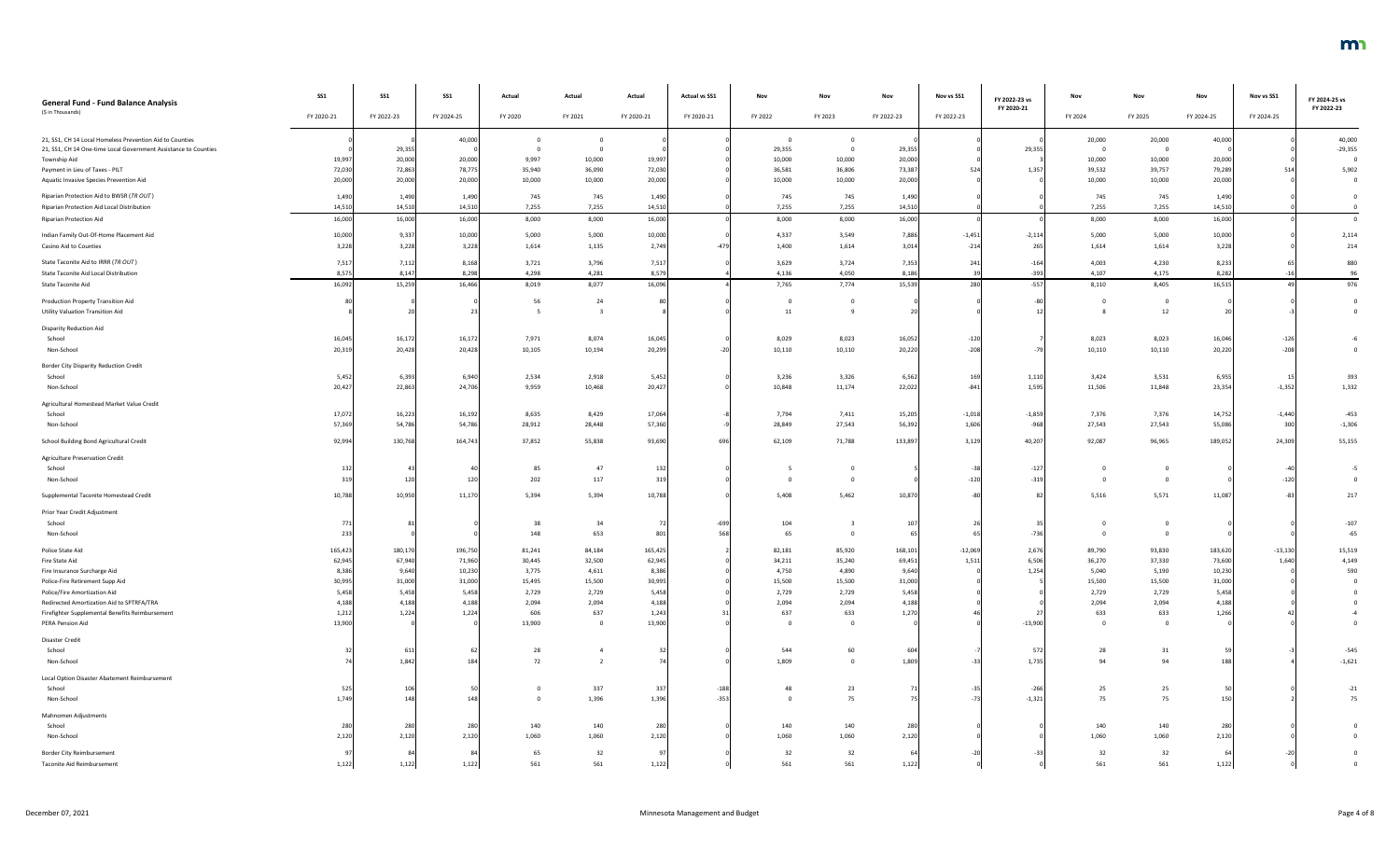# General Fund - Fund Balance Analysis

($ in Thousands)

| | SS1 FY 2020-21 | SS1 FY 2022-23 | SS1 FY 2024-25 | Actual FY 2020 | Actual FY 2021 | Actual FY 2020-21 | Actual vs SS1 FY 2020-21 | Nov FY 2022 | Nov FY 2023 | Nov FY 2022-23 | Nov vs SS1 FY 2022-23 | FY 2022-23 vs FY 2020-21 | Nov FY 2024 | Nov FY 2025 | Nov FY 2024-25 | Nov vs SS1 FY 2024-25 | FY 2024-25 vs FY 2022-23 |
|---|---|---|---|---|---|---|---|---|---|---|---|---|---|---|---|---|---|
| 21, SS1, CH 14 Local Homeless Prevention Aid to Counties | 0 | 0 | 40,000 | 0 | 0 | 0 | 0 | 0 | 0 | 0 | 0 | 0 | 20,000 | 20,000 | 40,000 | 0 | 40,000 |
| 21, SS1, CH 14 One-time Local Government Assistance to Counties | 0 | 29,355 | 0 | 0 | 0 | 0 | 0 | 29,355 | 0 | 29,355 | 0 | 29,355 | 0 | 0 | 0 | 0 | -29,355 |
| Township Aid | 19,997 | 20,000 | 20,000 | 9,997 | 10,000 | 19,997 | 0 | 10,000 | 10,000 | 20,000 | 0 | 3 | 10,000 | 10,000 | 20,000 | 0 | 0 |
| Payment in Lieu of Taxes - PILT | 72,030 | 72,863 | 78,775 | 35,940 | 36,090 | 72,030 | 0 | 36,581 | 36,806 | 73,387 | 524 | 1,357 | 39,532 | 39,757 | 79,289 | 514 | 5,902 |
| Aquatic Invasive Species Prevention Aid | 20,000 | 20,000 | 20,000 | 10,000 | 10,000 | 20,000 | 0 | 10,000 | 10,000 | 20,000 | 0 | 0 | 10,000 | 10,000 | 20,000 | 0 | 0 |
| Riparian Protection Aid to BWSR (*TR OUT*) | 1,490 | 1,490 | 1,490 | 745 | 745 | 1,490 | 0 | 745 | 745 | 1,490 | 0 | 0 | 745 | 745 | 1,490 | 0 | 0 |
| Riparian Protection Aid Local Distribution | 14,510 | 14,510 | 14,510 | 7,255 | 7,255 | 14,510 | 0 | 7,255 | 7,255 | 14,510 | 0 | 0 | 7,255 | 7,255 | 14,510 | 0 | 0 |
| Riparian Protection Aid | 16,000 | 16,000 | 16,000 | 8,000 | 8,000 | 16,000 | 0 | 8,000 | 8,000 | 16,000 | 0 | 0 | 8,000 | 8,000 | 16,000 | 0 | 0 |
| Indian Family Out-Of-Home Placement Aid | 10,000 | 9,337 | 10,000 | 5,000 | 5,000 | 10,000 | 0 | 4,337 | 3,549 | 7,886 | -1,451 | -2,114 | 5,000 | 5,000 | 10,000 | 0 | 2,114 |
| Casino Aid to Counties | 3,228 | 3,228 | 3,228 | 1,614 | 1,135 | 2,749 | -479 | 1,400 | 1,614 | 3,014 | -214 | 265 | 1,614 | 1,614 | 3,228 | 0 | 214 |
| State Taconite Aid to IRRR (*TR OUT*) | 7,517 | 7,112 | 8,168 | 3,721 | 3,796 | 7,517 | 0 | 3,629 | 3,724 | 7,353 | 241 | -164 | 4,003 | 4,230 | 8,233 | 65 | 880 |
| State Taconite Aid Local Distribution | 8,575 | 8,147 | 8,298 | 4,298 | 4,281 | 8,579 | 4 | 4,136 | 4,050 | 8,186 | 39 | -393 | 4,107 | 4,175 | 8,282 | -16 | 96 |
| State Taconite Aid | 16,092 | 15,259 | 16,466 | 8,019 | 8,077 | 16,096 | 4 | 7,765 | 7,774 | 15,539 | 280 | -557 | 8,110 | 8,405 | 16,515 | 49 | 976 |
| Production Property Transition Aid | 80 | 0 | 0 | 56 | 24 | 80 | 0 | 0 | 0 | 0 | 0 | -80 | 0 | 0 | 0 | 0 | 0 |
| Utility Valuation Transition Aid | 8 | 20 | 23 | 5 | 3 | 8 | 0 | 11 | 9 | 20 | 0 | 12 | 8 | 12 | 20 | -3 | 0 |
| Disparity Reduction Aid | | | | | | | | | | | | | | | | | |
| School | 16,045 | 16,172 | 16,172 | 7,971 | 8,074 | 16,045 | 0 | 8,029 | 8,023 | 16,052 | -120 | 7 | 8,023 | 8,023 | 16,046 | -126 | -6 |
| Non-School | 20,319 | 20,428 | 20,428 | 10,105 | 10,194 | 20,299 | -20 | 10,110 | 10,110 | 20,220 | -208 | -79 | 10,110 | 10,110 | 20,220 | -208 | 0 |
| Border City Disparity Reduction Credit | | | | | | | | | | | | | | | | | |
| School | 5,452 | 6,393 | 6,940 | 2,534 | 2,918 | 5,452 | 0 | 3,236 | 3,326 | 6,562 | 169 | 1,110 | 3,424 | 3,531 | 6,955 | 15 | 393 |
| Non-School | 20,427 | 22,863 | 24,706 | 9,959 | 10,468 | 20,427 | 0 | 10,848 | 11,174 | 22,022 | -841 | 1,595 | 11,506 | 11,848 | 23,354 | -1,352 | 1,332 |
| Agricultural Homestead Market Value Credit | | | | | | | | | | | | | | | | | |
| School | 17,072 | 16,223 | 16,192 | 8,635 | 8,429 | 17,064 | -8 | 7,794 | 7,411 | 15,205 | -1,018 | -1,859 | 7,376 | 7,376 | 14,752 | -1,440 | -453 |
| Non-School | 57,369 | 54,786 | 54,786 | 28,912 | 28,448 | 57,360 | -9 | 28,849 | 27,543 | 56,392 | 1,606 | -968 | 27,543 | 27,543 | 55,086 | 300 | -1,306 |
| School Building Bond Agricultural Credit | 92,994 | 130,768 | 164,743 | 37,852 | 55,838 | 93,690 | 696 | 62,109 | 71,788 | 133,897 | 3,129 | 40,207 | 92,087 | 96,965 | 189,052 | 24,309 | 55,155 |
| Agriculture Preservation Credit | | | | | | | | | | | | | | | | | |
| School | 132 | 43 | 40 | 85 | 47 | 132 | 0 | 5 | 0 | 5 | -38 | -127 | 0 | 0 | 0 | -40 | -5 |
| Non-School | 319 | 120 | 120 | 202 | 117 | 319 | 0 | 0 | 0 | 0 | -120 | -319 | 0 | 0 | 0 | -120 | 0 |
| Supplemental Taconite Homestead Credit | 10,788 | 10,950 | 11,170 | 5,394 | 5,394 | 10,788 | 0 | 5,408 | 5,462 | 10,870 | -80 | 82 | 5,516 | 5,571 | 11,087 | -83 | 217 |
| Prior Year Credit Adjustment | | | | | | | | | | | | | | | | | |
| School | 771 | 81 | 0 | 38 | 34 | 72 | -699 | 104 | 3 | 107 | 26 | 35 | 0 | 0 | 0 | 0 | -107 |
| Non-School | 233 | 0 | 0 | 148 | 653 | 801 | 568 | 65 | 0 | 65 | 65 | -736 | 0 | 0 | 0 | 0 | -65 |
| Police State Aid | 165,423 | 180,170 | 196,750 | 81,241 | 84,184 | 165,425 | 2 | 82,181 | 85,920 | 168,101 | -12,069 | 2,676 | 89,790 | 93,830 | 183,620 | -13,130 | 15,519 |
| Fire State Aid | 62,945 | 67,940 | 71,960 | 30,445 | 32,500 | 62,945 | 0 | 34,211 | 35,240 | 69,451 | 1,511 | 6,506 | 36,270 | 37,330 | 73,600 | 1,640 | 4,149 |
| Fire Insurance Surcharge Aid | 8,386 | 9,640 | 10,230 | 3,775 | 4,611 | 8,386 | 0 | 4,750 | 4,890 | 9,640 | 0 | 1,254 | 5,040 | 5,190 | 10,230 | 0 | 590 |
| Police-Fire Retirement Supp Aid | 30,995 | 31,000 | 31,000 | 15,495 | 15,500 | 30,995 | 0 | 15,500 | 15,500 | 31,000 | 0 | 5 | 15,500 | 15,500 | 31,000 | 0 | 0 |
| Police/Fire Amortization Aid | 5,458 | 5,458 | 5,458 | 2,729 | 2,729 | 5,458 | 0 | 2,729 | 2,729 | 5,458 | 0 | 0 | 2,729 | 2,729 | 5,458 | 0 | 0 |
| Redirected Amortization Aid to SPTRFA/TRA | 4,188 | 4,188 | 4,188 | 2,094 | 2,094 | 4,188 | 0 | 2,094 | 2,094 | 4,188 | 0 | 0 | 2,094 | 2,094 | 4,188 | 0 | 0 |
| Firefighter Supplemental Benefits Reimbursement | 1,212 | 1,224 | 1,224 | 606 | 637 | 1,243 | 31 | 637 | 633 | 1,270 | 46 | 27 | 633 | 633 | 1,266 | 42 | -4 |
| PERA Pension Aid | 13,900 | 0 | 0 | 13,900 | 0 | 13,900 | 0 | 0 | 0 | 0 | 0 | -13,900 | 0 | 0 | 0 | 0 | 0 |
| Disaster Credit | | | | | | | | | | | | | | | | | |
| School | 32 | 611 | 62 | 28 | 4 | 32 | 0 | 544 | 60 | 604 | -7 | 572 | 28 | 31 | 59 | -3 | -545 |
| Non-School | 74 | 1,842 | 184 | 72 | 2 | 74 | 0 | 1,809 | 0 | 1,809 | -33 | 1,735 | 94 | 94 | 188 | 4 | -1,621 |
| Local Option Disaster Abatement Reimbursement | | | | | | | | | | | | | | | | | |
| School | 525 | 106 | 50 | 0 | 337 | 337 | -188 | 48 | 23 | 71 | -35 | -266 | 25 | 25 | 50 | 0 | -21 |
| Non-School | 1,749 | 148 | 148 | 0 | 1,396 | 1,396 | -353 | 0 | 75 | 75 | -73 | -1,321 | 75 | 75 | 150 | 2 | 75 |
| Mahnomen Adjustments | | | | | | | | | | | | | | | | | |
| School | 280 | 280 | 280 | 140 | 140 | 280 | 0 | 140 | 140 | 280 | 0 | 0 | 140 | 140 | 280 | 0 | 0 |
| Non-School | 2,120 | 2,120 | 2,120 | 1,060 | 1,060 | 2,120 | 0 | 1,060 | 1,060 | 2,120 | 0 | 0 | 1,060 | 1,060 | 2,120 | 0 | 0 |
| Border City Reimbursement | 97 | 84 | 84 | 65 | 32 | 97 | 0 | 32 | 32 | 64 | -20 | -33 | 32 | 32 | 64 | -20 | 0 |
| Taconite Aid Reimbursement | 1,122 | 1,122 | 1,122 | 561 | 561 | 1,122 | 0 | 561 | 561 | 1,122 | 0 | 0 | 561 | 561 | 1,122 | 0 | 0 |

December 07, 2021 — Minnesota Management and Budget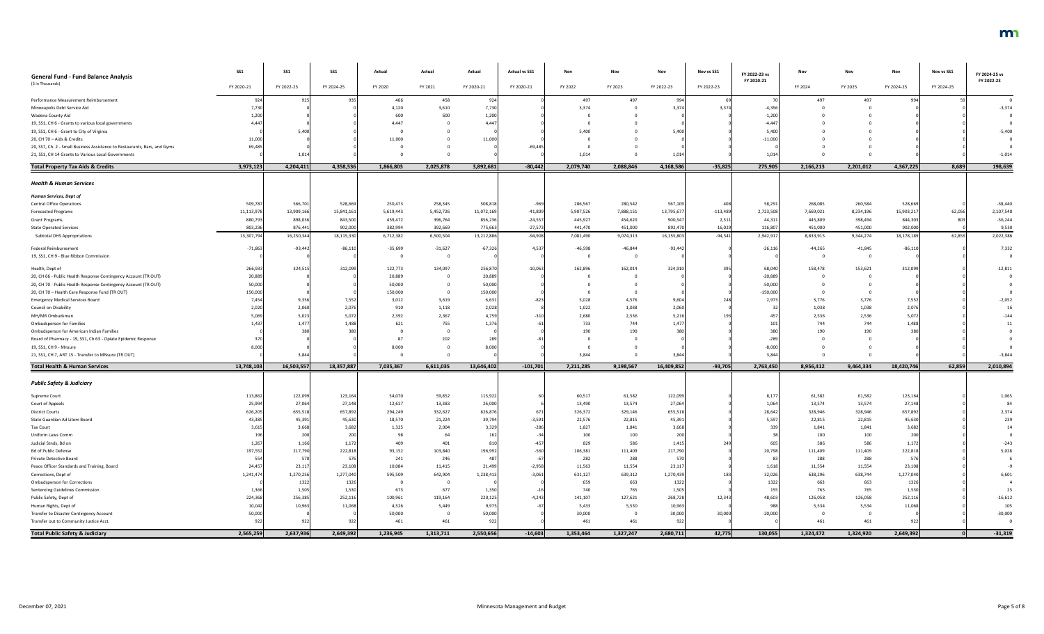| General Fund - Fund Balance Analysis<br>($ in Thousands) | SS1<br>FY 2020-21 | SS1<br>FY 2022-23 | SS1<br>FY 2024-25 | Actual<br>FY 2020 | Actual<br>FY 2021 | Actual<br>FY 2020-21 | Actual vs SS1<br>FY 2020-21 | Nov<br>FY 2022 | Nov<br>FY 2023 | Nov<br>FY 2022-23 | Nov vs SS1<br>FY 2022-23 | FY 2022-23 vs FY 2020-21 | Nov<br>FY 2024 | Nov<br>FY 2025 | Nov<br>FY 2024-25 | Nov vs SS1<br>FY 2024-25 | FY 2024-25 vs FY 2022-23 |
|---|---|---|---|---|---|---|---|---|---|---|---|---|---|---|---|---|---|
| Performance Measurement Reimbursement | 924 | 925 | 935 | 466 | 458 | 924 | 0 | 497 | 497 | 994 | 69 | 70 | 497 | 497 | 994 | 59 | 0 |
| Minneapolis Debt Service Aid | 7,730 | 0 | 0 | 4,120 | 3,610 | 7,730 | 0 | 3,374 | 0 | 3,374 | 3,374 | -4,356 | 0 | 0 | 0 | 0 | -3,374 |
| Wadena County Aid | 1,200 | 0 | 0 | 600 | 600 | 1,200 | 0 | 0 | 0 | 0 | 0 | -1,200 | 0 | 0 | 0 | 0 | 0 |
| 19, SS1, CH 6 - Grants to various local governments | 4,447 | 0 | 0 | 4,447 | 0 | 4,447 | 0 | 0 | 0 | 0 | 0 | -4,447 | 0 | 0 | 0 | 0 | 0 |
| 19, SS1, CH 6 - Grant to City of Virginia | 0 | 5,400 | 0 | 0 | 0 | 0 | 0 | 5,400 | 0 | 5,400 | 0 | 5,400 | 0 | 0 | 0 | 0 | -5,400 |
| 20, CH 70 – Aids & Credits | 11,000 | 0 | 0 | 11,000 | 0 | 11,000 | 0 | 0 | 0 | 0 | 0 | -11,000 | 0 | 0 | 0 | 0 | 0 |
| 20, SS7, Ch. 2 - Small Business Assistance to Restaurants, Bars, and Gyms | 69,485 | 0 | 0 | 0 | 0 | 0 | -69,485 | 0 | 0 | 0 | 0 | 0 | 0 | 0 | 0 | 0 | 0 |
| 21, SS1, CH 14 Grants to Various Local Governments | 0 | 1,014 | 0 | 0 | 0 | 0 | 0 | 1,014 | 0 | 1,014 | 0 | 1,014 | 0 | 0 | 0 | 0 | -1,014 |
| **Total Property Tax Aids & Credits** | **3,973,123** | **4,204,411** | **4,358,536** | **1,866,803** | **2,025,878** | **3,892,681** | **-80,442** | **2,079,740** | **2,088,846** | **4,168,586** | **-35,825** | **275,905** | **2,166,213** | **2,201,012** | **4,367,225** | **8,689** | **198,639** |
| ***Health & Human Services*** | | | | | | | | | | | | | | | | | |
| ***Human Services, Dept of*** | | | | | | | | | | | | | | | | | |
| Central Office Operations | 509,787 | 566,701 | 528,669 | 250,473 | 258,345 | 508,818 | -969 | 286,567 | 280,542 | 567,109 | 408 | 58,291 | 268,085 | 260,584 | 528,669 | 0 | -38,440 |
| Forecasted Programs | 11,113,978 | 13,909,166 | 15,841,161 | 5,619,443 | 5,452,726 | 11,072,169 | -41,809 | 5,907,526 | 7,888,151 | 13,795,677 | -113,489 | 2,723,508 | 7,669,021 | 8,234,196 | 15,903,217 | 62,056 | 2,107,540 |
| Grant Programs | 880,793 | 898,036 | 843,500 | 459,472 | 396,764 | 856,236 | -24,557 | 445,927 | 454,620 | 900,547 | 2,511 | 44,311 | 445,809 | 398,494 | 844,303 | 803 | -56,244 |
| State Operated Services | 803,236 | 876,441 | 902,000 | 382,994 | 392,669 | 775,663 | -27,573 | 441,470 | 451,000 | 892,470 | 16,029 | 116,807 | 451,000 | 451,000 | 902,000 | 0 | 9,530 |
| Subtotal DHS Appropriations | 13,307,794 | 16,250,344 | 18,115,330 | 6,712,382 | 6,500,504 | 13,212,886 | -94,908 | 7,081,490 | 9,074,313 | 16,155,803 | -94,541 | 2,942,917 | 8,833,915 | 9,344,274 | 18,178,189 | 62,859 | 2,022,386 |
| Federal Reimbursement | -71,863 | -93,442 | -86,110 | -35,699 | -31,627 | -67,326 | 4,537 | -46,598 | -46,844 | -93,442 | 0 | -26,116 | -44,265 | -41,845 | -86,110 | 0 | 7,332 |
| 19, SS1, CH 9 - Blue Ribbon Commission | 0 | 0 | 0 | 0 | 0 | 0 | 0 | 0 | 0 | 0 | 0 | 0 | 0 | 0 | 0 | 0 | 0 |
| Health, Dept of | 266,933 | 324,515 | 312,099 | 122,773 | 134,097 | 256,870 | -10,063 | 162,896 | 162,014 | 324,910 | 395 | 68,040 | 158,478 | 153,621 | 312,099 | 0 | -12,811 |
| 20, CH 66 - Public Health Response Contingency Account (TR OUT) | 20,889 | 0 | 0 | 20,889 | 0 | 20,889 | 0 | 0 | 0 | 0 | 0 | -20,889 | 0 | 0 | 0 | 0 | 0 |
| 20, CH 70 - Public Health Response Contingency Account (TR OUT) | 50,000 | 0 | 0 | 50,000 | 0 | 50,000 | 0 | 0 | 0 | 0 | 0 | -50,000 | 0 | 0 | 0 | 0 | 0 |
| 20, CH 70 – Health Care Response Fund (TR OUT) | 150,000 | 0 | 0 | 150,000 | 0 | 150,000 | 0 | 0 | 0 | 0 | 0 | -150,000 | 0 | 0 | 0 | 0 | 0 |
| Emergency Medical Services Board | 7,454 | 9,356 | 7,552 | 3,012 | 3,619 | 6,631 | -823 | 5,028 | 4,576 | 9,604 | 248 | 2,973 | 3,776 | 3,776 | 7,552 | 0 | -2,052 |
| Council on Disability | 2,020 | 2,060 | 2,076 | 910 | 1,118 | 2,028 | 8 | 1,022 | 1,038 | 2,060 | 0 | 32 | 1,038 | 1,038 | 2,076 | 0 | 16 |
| MH/MR Ombudsman | 5,069 | 5,023 | 5,072 | 2,392 | 2,367 | 4,759 | -310 | 2,680 | 2,536 | 5,216 | 193 | 457 | 2,536 | 2,536 | 5,072 | 0 | -144 |
| Ombudsperson for Families | 1,437 | 1,477 | 1,488 | 621 | 755 | 1,376 | -61 | 733 | 744 | 1,477 | 0 | 101 | 744 | 744 | 1,488 | 0 | 11 |
| Ombudsperson for American Indian Families | 0 | 380 | 380 | 0 | 0 | 0 | 0 | 190 | 190 | 380 | 0 | 380 | 190 | 190 | 380 | 0 | 0 |
| Board of Pharmacy - 19, SS1, Ch 63 - Opiate Epidemic Response | 370 | 0 | 0 | 87 | 202 | 289 | -81 | 0 | 0 | 0 | 0 | -289 | 0 | 0 | 0 | 0 | 0 |
| 19, SS1, CH 9 - Mnsure | 8,000 | 0 | 0 | 8,000 | 0 | 8,000 | 0 | 0 | 0 | 0 | 0 | -8,000 | 0 | 0 | 0 | 0 | 0 |
| 21, SS1, CH 7, ART 15 - Transfer to MNsure (TR OUT) | 0 | 3,844 | 0 | 0 | 0 | 0 | 0 | 3,844 | 0 | 3,844 | 0 | 3,844 | 0 | 0 | 0 | 0 | -3,844 |
| **Total Health & Human Services** | **13,748,103** | **16,503,557** | **18,357,887** | **7,035,367** | **6,611,035** | **13,646,402** | **-101,701** | **7,211,285** | **9,198,567** | **16,409,852** | **-93,705** | **2,763,450** | **8,956,412** | **9,464,334** | **18,420,746** | **62,859** | **2,010,894** |
| ***Public Safety & Judiciary*** | | | | | | | | | | | | | | | | | |
| Supreme Court | 113,862 | 122,099 | 123,164 | 54,070 | 59,852 | 113,922 | 60 | 60,517 | 61,582 | 122,099 | 0 | 8,177 | 61,582 | 61,582 | 123,164 | 0 | 1,065 |
| Court of Appeals | 25,994 | 27,064 | 27,148 | 12,617 | 13,383 | 26,000 | 6 | 13,490 | 13,574 | 27,064 | 0 | 1,064 | 13,574 | 13,574 | 27,148 | 0 | 84 |
| District Courts | 626,205 | 655,518 | 657,892 | 294,249 | 332,627 | 626,876 | 671 | 326,372 | 329,146 | 655,518 | 0 | 28,642 | 328,946 | 328,946 | 657,892 | 0 | 2,374 |
| State Guardian Ad Litem Board | 43,385 | 45,391 | 45,630 | 18,570 | 21,224 | 39,794 | -3,591 | 22,576 | 22,815 | 45,391 | 0 | 5,597 | 22,815 | 22,815 | 45,630 | 0 | 239 |
| Tax Court | 3,615 | 3,668 | 3,682 | 1,325 | 2,004 | 3,329 | -286 | 1,827 | 1,841 | 3,668 | 0 | 339 | 1,841 | 1,841 | 3,682 | 0 | 14 |
| Uniform Laws Comm | 196 | 200 | 200 | 98 | 64 | 162 | -34 | 100 | 100 | 200 | 0 | 38 | 100 | 100 | 200 | 0 | 0 |
| Judicial Stnds, Bd on | 1,267 | 1,166 | 1,172 | 409 | 401 | 810 | -457 | 829 | 586 | 1,415 | 249 | 605 | 586 | 586 | 1,172 | 0 | -243 |
| Bd of Public Defense | 197,552 | 217,790 | 222,818 | 93,152 | 103,840 | 196,992 | -560 | 106,381 | 111,409 | 217,790 | 0 | 20,798 | 111,409 | 111,409 | 222,818 | 0 | 5,028 |
| Private Detective Board | 554 | 570 | 576 | 241 | 246 | 487 | -67 | 282 | 288 | 570 | 0 | 83 | 288 | 288 | 576 | 0 | 6 |
| Peace Officer Standards and Training, Board | 24,457 | 23,117 | 23,108 | 10,084 | 11,415 | 21,499 | -2,958 | 11,563 | 11,554 | 23,117 | 0 | 1,618 | 11,554 | 11,554 | 23,108 | 0 | -9 |
| Corrections, Dept of | 1,241,474 | 1,270,256 | 1,277,040 | 595,509 | 642,904 | 1,238,413 | -3,061 | 631,127 | 639,312 | 1,270,439 | 183 | 32,026 | 638,296 | 638,744 | 1,277,040 | 0 | 6,601 |
| Ombudsperson for Corrections | 0 | 1322 | 1326 | 0 | 0 | 0 | 0 | 659 | 663 | 1322 | 0 | 1322 | 663 | 663 | 1326 | 0 | 4 |
| Sentencing Guidelines Commission | 1,366 | 1,505 | 1,530 | 673 | 677 | 1,350 | -16 | 740 | 765 | 1,505 | 0 | 155 | 765 | 765 | 1,530 | 0 | 25 |
| Public Safety, Dept of | 224,368 | 256,385 | 252,116 | 100,961 | 119,164 | 220,125 | -4,243 | 141,107 | 127,621 | 268,728 | 12,343 | 48,603 | 126,058 | 126,058 | 252,116 | 0 | -16,612 |
| Human Rights, Dept of | 10,042 | 10,963 | 11,068 | 4,526 | 5,449 | 9,975 | -67 | 5,433 | 5,530 | 10,963 | 0 | 988 | 5,534 | 5,534 | 11,068 | 0 | 105 |
| Transfer to Disaster Contingency Account | 50,000 | 0 | 0 | 50,000 | 0 | 50,000 | 0 | 30,000 | 0 | 30,000 | 30,000 | -20,000 | 0 | 0 | 0 | 0 | -30,000 |
| Transfer out to Community Justice Acct. | 922 | 922 | 922 | 461 | 461 | 922 | 0 | 461 | 461 | 922 | 0 | 0 | 461 | 461 | 922 | 0 | 0 |
| **Total Public Safety & Judiciary** | **2,565,259** | **2,637,936** | **2,649,392** | **1,236,945** | **1,313,711** | **2,550,656** | **-14,603** | **1,353,464** | **1,327,247** | **2,680,711** | **42,775** | **130,055** | **1,324,472** | **1,324,920** | **2,649,392** | **0** | **-31,319** |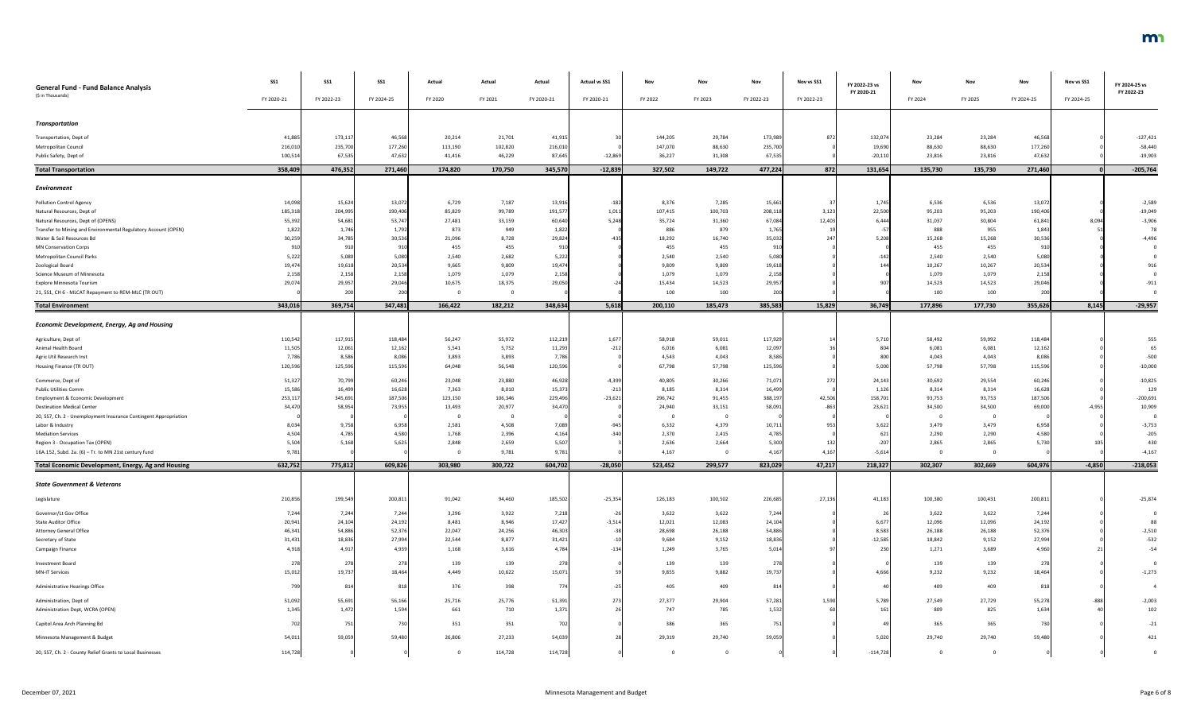# General Fund - Fund Balance Analysis

($ in Thousands)

| | SS1 FY 2020-21 | SS1 FY 2022-23 | SS1 FY 2024-25 | Actual FY 2020 | Actual FY 2021 | Actual FY 2020-21 | Actual vs SS1 FY 2020-21 | Nov FY 2022 | Nov FY 2023 | Nov FY 2022-23 | Nov vs SS1 FY 2022-23 | FY 2022-23 vs FY 2020-21 | Nov FY 2024 | Nov FY 2025 | Nov FY 2024-25 | Nov vs SS1 FY 2024-25 | FY 2024-25 vs FY 2022-23 |
|---|---|---|---|---|---|---|---|---|---|---|---|---|---|---|---|---|---|
| ***Transportation*** | | | | | | | | | | | | | | | | | |
| Transportation, Dept of | 41,885 | 173,117 | 46,568 | 20,214 | 21,701 | 41,915 | 30 | 144,205 | 29,784 | 173,989 | 872 | 132,074 | 23,284 | 23,284 | 46,568 | 0 | -127,421 |
| Metropolitan Council | 216,010 | 235,700 | 177,260 | 113,190 | 102,820 | 216,010 | 0 | 147,070 | 88,630 | 235,700 | 0 | 19,690 | 88,630 | 88,630 | 177,260 | 0 | -58,440 |
| Public Safety, Dept of | 100,514 | 67,535 | 47,632 | 41,416 | 46,229 | 87,645 | -12,869 | 36,227 | 31,308 | 67,535 | 0 | -20,110 | 23,816 | 23,816 | 47,632 | 0 | -19,903 |
| **Total Transportation** | **358,409** | **476,352** | **271,460** | **174,820** | **170,750** | **345,570** | **-12,839** | **327,502** | **149,722** | **477,224** | **872** | **131,654** | **135,730** | **135,730** | **271,460** | **0** | **-205,764** |
| ***Environment*** | | | | | | | | | | | | | | | | | |
| Pollution Control Agency | 14,098 | 15,624 | 13,072 | 6,729 | 7,187 | 13,916 | -182 | 8,376 | 7,285 | 15,661 | 37 | 1,745 | 6,536 | 6,536 | 13,072 | 0 | -2,589 |
| Natural Resources, Dept of | 185,318 | 204,995 | 190,406 | 85,829 | 99,789 | 191,577 | 1,011 | 107,415 | 100,703 | 208,118 | 3,123 | 22,500 | 95,203 | 95,203 | 190,406 | 0 | -19,049 |
| Natural Resources, Dept of (OPENS) | 55,392 | 54,681 | 53,747 | 27,481 | 33,159 | 60,640 | 5,248 | 35,724 | 31,360 | 67,084 | 12,403 | 6,444 | 31,037 | 30,804 | 61,841 | 8,094 | -3,906 |
| Transfer to Mining and Environmental Regulatory Account (OPEN) | 1,822 | 1,746 | 1,792 | 873 | 949 | 1,822 | 0 | 886 | 879 | 1,765 | 19 | -57 | 888 | 955 | 1,843 | 51 | 78 |
| Water & Soil Resources Bd | 30,259 | 34,785 | 30,536 | 21,096 | 8,728 | 29,824 | -435 | 18,292 | 16,740 | 35,032 | 247 | 5,208 | 15,268 | 15,268 | 30,536 | 0 | -4,496 |
| MN Conservation Corps | 910 | 910 | 910 | 455 | 455 | 910 | 0 | 455 | 455 | 910 | 0 | 0 | 455 | 455 | 910 | 0 | 0 |
| Metropolitan Council Parks | 5,222 | 5,080 | 5,080 | 2,540 | 2,682 | 5,222 | 0 | 2,540 | 2,540 | 5,080 | 0 | -142 | 2,540 | 2,540 | 5,080 | 0 | 0 |
| Zoological Board | 19,474 | 19,618 | 20,534 | 9,665 | 9,809 | 19,474 | 0 | 9,809 | 9,809 | 19,618 | 0 | 144 | 10,267 | 10,267 | 20,534 | 0 | 916 |
| Science Museum of Minnesota | 2,158 | 2,158 | 2,158 | 1,079 | 1,079 | 2,158 | 0 | 1,079 | 1,079 | 2,158 | 0 | 0 | 1,079 | 1,079 | 2,158 | 0 | 0 |
| Explore Minnesota Tourism | 29,074 | 29,957 | 29,046 | 10,675 | 18,375 | 29,050 | -24 | 15,434 | 14,523 | 29,957 | 0 | 907 | 14,523 | 14,523 | 29,046 | 0 | -911 |
| 21, SS1, CH 6 - MLCAT Repayment to REM-MLC (TR OUT) | 0 | 200 | 200 | 0 | 0 | 0 | 0 | 100 | 100 | 200 | 0 | 0 | 100 | 100 | 200 | 0 | 0 |
| **Total Environment** | **343,016** | **369,754** | **347,481** | **166,422** | **182,212** | **348,634** | **5,618** | **200,110** | **185,473** | **385,583** | **15,829** | **36,749** | **177,896** | **177,730** | **355,626** | **8,145** | **-29,957** |
| ***Economic Development, Energy, Ag and Housing*** | | | | | | | | | | | | | | | | | |
| Agriculture, Dept of | 110,542 | 117,915 | 118,484 | 56,247 | 55,972 | 112,219 | 1,677 | 58,918 | 59,011 | 117,929 | 14 | 5,710 | 58,492 | 59,992 | 118,484 | 0 | 555 |
| Animal Health Board | 11,505 | 12,061 | 12,162 | 5,541 | 5,752 | 11,293 | -212 | 6,016 | 6,081 | 12,097 | 36 | 804 | 6,081 | 6,081 | 12,162 | 0 | 65 |
| Agric Util Research Inst | 7,786 | 8,586 | 8,086 | 3,893 | 3,893 | 7,786 | 0 | 4,543 | 4,043 | 8,586 | 0 | 800 | 4,043 | 4,043 | 8,086 | 0 | -500 |
| Housing Finance (TR OUT) | 120,596 | 125,596 | 115,596 | 64,048 | 56,548 | 120,596 | 0 | 67,798 | 57,798 | 125,596 | 0 | 5,000 | 57,798 | 57,798 | 115,596 | 0 | -10,000 |
| Commerce, Dept of | 51,327 | 70,799 | 60,246 | 23,048 | 23,880 | 46,928 | -4,399 | 40,805 | 30,266 | 71,071 | 272 | 24,143 | 30,692 | 29,554 | 60,246 | 0 | -10,825 |
| Public Utilities Comm | 15,586 | 16,499 | 16,628 | 7,363 | 8,010 | 15,373 | -213 | 8,185 | 8,314 | 16,499 | 0 | 1,126 | 8,314 | 8,314 | 16,628 | 0 | 129 |
| Employment & Economic Development | 253,117 | 345,691 | 187,506 | 123,150 | 106,346 | 229,496 | -23,621 | 296,742 | 91,455 | 388,197 | 42,506 | 158,701 | 93,753 | 93,753 | 187,506 | 0 | -200,691 |
| Destination Medical Center | 34,470 | 58,954 | 73,955 | 13,493 | 20,977 | 34,470 | 0 | 24,940 | 33,151 | 58,091 | -863 | 23,621 | 34,500 | 34,500 | 69,000 | -4,955 | 10,909 |
| 20, SS7, Ch. 2 - Unemployment Insurance Contingent Appropriation | 0 | 0 | 0 | 0 | 0 | 0 | 0 | 0 | 0 | 0 | 0 | 0 | 0 | 0 | 0 | 0 | 0 |
| Labor & Industry | 8,034 | 9,758 | 6,958 | 2,581 | 4,508 | 7,089 | -945 | 6,332 | 4,379 | 10,711 | 953 | 3,622 | 3,479 | 3,479 | 6,958 | 0 | -3,753 |
| Mediation Services | 4,504 | 4,785 | 4,580 | 1,768 | 2,396 | 4,164 | -340 | 2,370 | 2,415 | 4,785 | 0 | 621 | 2,290 | 2,290 | 4,580 | 0 | -205 |
| Region 3 - Occupation Tax (OPEN) | 5,504 | 5,168 | 5,625 | 2,848 | 2,659 | 5,507 | 3 | 2,636 | 2,664 | 5,300 | 132 | -207 | 2,865 | 2,865 | 5,730 | 105 | 430 |
| 16A.152, Subd. 2a. (6) – Tr. to MN 21st century fund | 9,781 | 0 | 0 | 0 | 9,781 | 9,781 | 0 | 4,167 | 0 | 4,167 | 4,167 | -5,614 | 0 | 0 | 0 | 0 | -4,167 |
| **Total Economic Development, Energy, Ag and Housing** | **632,752** | **775,812** | **609,826** | **303,980** | **300,722** | **604,702** | **-28,050** | **523,452** | **299,577** | **823,029** | **47,217** | **218,327** | **302,307** | **302,669** | **604,976** | **-4,850** | **-218,053** |
| ***State Government & Veterans*** | | | | | | | | | | | | | | | | | |
| Legislature | 210,856 | 199,549 | 200,811 | 91,042 | 94,460 | 185,502 | -25,354 | 126,183 | 100,502 | 226,685 | 27,136 | 41,183 | 100,380 | 100,431 | 200,811 | 0 | -25,874 |
| Governor/Lt Gov Office | 7,244 | 7,244 | 7,244 | 3,296 | 3,922 | 7,218 | -26 | 3,622 | 3,622 | 7,244 | 0 | 26 | 3,622 | 3,622 | 7,244 | 0 | 0 |
| State Auditor Office | 20,941 | 24,104 | 24,192 | 8,481 | 8,946 | 17,427 | -3,514 | 12,021 | 12,083 | 24,104 | 0 | 6,677 | 12,096 | 12,096 | 24,192 | 0 | 88 |
| Attorney General Office | 46,341 | 54,886 | 52,376 | 22,047 | 24,256 | 46,303 | -38 | 28,698 | 26,188 | 54,886 | 0 | 8,583 | 26,188 | 26,188 | 52,376 | 0 | -2,510 |
| Secretary of State | 31,431 | 18,836 | 27,994 | 22,544 | 8,877 | 31,421 | -10 | 9,684 | 9,152 | 18,836 | 0 | -12,585 | 18,842 | 9,152 | 27,994 | 0 | -532 |
| Campaign Finance | 4,918 | 4,917 | 4,939 | 1,168 | 3,616 | 4,784 | -134 | 1,249 | 3,765 | 5,014 | 97 | 230 | 1,271 | 3,689 | 4,960 | 21 | -54 |
| Investment Board | 278 | 278 | 278 | 139 | 139 | 278 | 0 | 139 | 139 | 278 | 0 | 0 | 139 | 139 | 278 | 0 | 0 |
| MN-IT Services | 15,012 | 19,737 | 18,464 | 4,449 | 10,622 | 15,071 | 59 | 9,855 | 9,882 | 19,737 | 0 | 4,666 | 9,232 | 9,232 | 18,464 | 0 | -1,273 |
| Administrative Hearings Office | 799 | 814 | 818 | 376 | 398 | 774 | -25 | 405 | 409 | 814 | 0 | 40 | 409 | 409 | 818 | 0 | 4 |
| Administration, Dept of | 51,092 | 55,691 | 56,166 | 25,716 | 25,776 | 51,391 | 273 | 27,377 | 29,904 | 57,281 | 1,590 | 5,789 | 27,549 | 27,729 | 55,278 | -888 | -2,003 |
| Administration Dept, WCRA (OPEN) | 1,345 | 1,472 | 1,594 | 661 | 710 | 1,371 | 26 | 747 | 785 | 1,532 | 60 | 161 | 809 | 825 | 1,634 | 40 | 102 |
| Capitol Area Arch Planning Bd | 702 | 751 | 730 | 351 | 351 | 702 | 0 | 386 | 365 | 751 | 0 | 49 | 365 | 365 | 730 | 0 | -21 |
| Minnesota Management & Budget | 54,011 | 59,059 | 59,480 | 26,806 | 27,233 | 54,039 | 28 | 29,319 | 29,740 | 59,059 | 0 | 5,020 | 29,740 | 29,740 | 59,480 | 0 | 421 |
| 20, SS7, Ch. 2 - County Relief Grants to Local Businesses | 114,728 | 0 | 0 | 0 | 114,728 | 114,728 | 0 | 0 | 0 | 0 | 0 | -114,728 | 0 | 0 | 0 | 0 | 0 |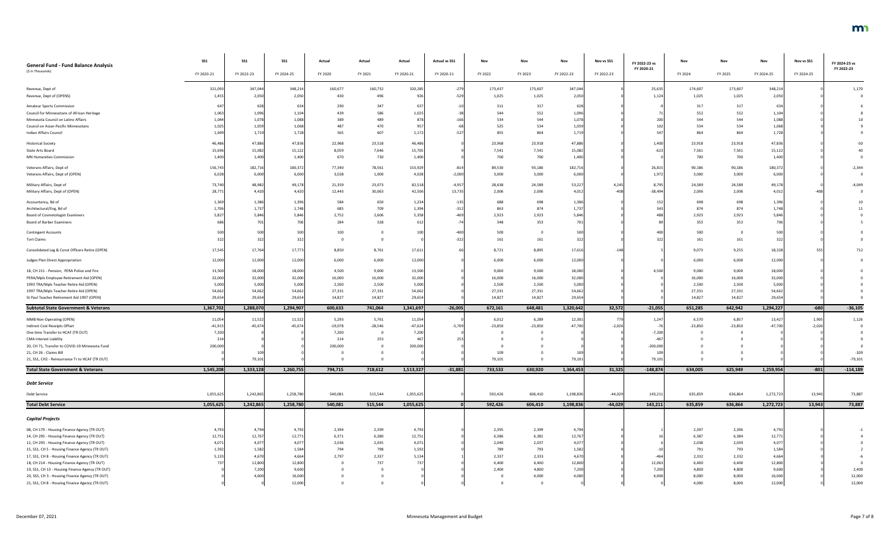| General Fund - Fund Balance Analysis<br>($ in Thousands) | SS1<br>FY 2020-21 | SS1<br>FY 2022-23 | SS1<br>FY 2024-25 | Actual<br>FY 2020 | Actual<br>FY 2021 | Actual<br>FY 2020-21 | Actual vs SS1<br>FY 2020-21 | Nov<br>FY 2022 | Nov<br>FY 2023 | Nov<br>FY 2022-23 | Nov vs SS1<br>FY 2022-23 | FY 2022-23 vs FY 2020-21 | Nov<br>FY 2024 | Nov<br>FY 2025 | Nov<br>FY 2024-25 | Nov vs SS1<br>FY 2024-25 | FY 2024-25 vs FY 2022-23 |
|---|---|---|---|---|---|---|---|---|---|---|---|---|---|---|---|---|---|
| Revenue, Dept of | 321,093 | 347,044 | 348,214 | 160,677 | 160,732 | 320,285 | -279 | 173,437 | 173,607 | 347,044 | 0 | 25,635 | 174,607 | 173,607 | 348,214 | 0 | 1,170 |
| Revenue, Dept of (OPENS) | 1,455 | 2,050 | 2,050 | 430 | 496 | 926 | -529 | 1,025 | 1,025 | 2,050 | 0 | 1,124 | 1,025 | 1,025 | 2,050 | 0 | 0 |
| Amateur Sports Commission | 647 | 628 | 634 | 290 | 347 | 637 | -10 | 311 | 317 | 628 | 0 | -9 | 317 | 317 | 634 | 0 | 6 |
| Council for Minnesotans of African Heritage | 1,063 | 1,096 | 1,104 | 439 | 586 | 1,025 | -38 | 544 | 552 | 1,096 | 0 | 71 | 552 | 552 | 1,104 | 0 | 8 |
| Minnesota Council on Latino Affairs | 1,044 | 1,078 | 1,088 | 389 | 489 | 878 | -166 | 534 | 544 | 1,078 | 0 | 200 | 544 | 544 | 1,088 | 0 | 10 |
| Council on Asian-Pacific Minnesotans | 1,025 | 1,059 | 1,068 | 487 | 470 | 957 | -68 | 525 | 534 | 1,059 | 0 | 102 | 534 | 534 | 1,068 | 0 | 9 |
| Indian Affairs Council | 1,699 | 1,719 | 1,728 | 565 | 607 | 1,172 | -527 | 855 | 864 | 1,719 | 0 | 547 | 864 | 864 | 1,728 | 0 | 9 |
| Historical Society | 46,486 | 47,886 | 47,836 | 22,968 | 23,518 | 46,486 | | 23,968 | 23,918 | 47,886 | 0 | 1,400 | 23,918 | 23,918 | 47,836 | 0 | -50 |
| State Arts Board | 15,696 | 15,082 | 15,122 | 8,059 | 7,646 | 15,705 | 9 | 7,541 | 7,541 | 15,082 | 0 | -623 | 7,561 | 7,561 | 15,122 | 0 | 40 |
| MN Humanities Commission | 1,400 | 1,400 | 1,400 | 670 | 730 | 1,400 | | 700 | 700 | 1,400 | 0 | 0 | 700 | 700 | 1,400 | 0 | 0 |
| Veterans Affairs, Dept of | 156,743 | 182,716 | 180,372 | 77,340 | 78,561 | 153,929 | -814 | 89,530 | 93,186 | 182,716 | 0 | 26,815 | 90,186 | 90,186 | 180,372 | 0 | -2,344 |
| Veterans Affairs, Dept of (OPEN) | 6,028 | 6,000 | 6,000 | 3,028 | 1,000 | 4,028 | -2,000 | 3,000 | 3,000 | 6,000 | 0 | 1,972 | 3,000 | 3,000 | 6,000 | 0 | 0 |
| Military Affairs, Dept of | 73,740 | 48,982 | 49,178 | 21,359 | 23,073 | 82,518 | -4,957 | 28,638 | 24,589 | 53,227 | 4,245 | 8,795 | 24,589 | 24,589 | 49,178 | 0 | -4,049 |
| Military Affairs, Dept of (OPEN) | 28,771 | 4,420 | 4,420 | 12,443 | 30,063 | 42,506 | 13,735 | 2,006 | 2,006 | 4,012 | -408 | -38,494 | 2,006 | 2,006 | 4,012 | -408 | 0 |
| Accountancy, Bd of | 1,369 | 1,386 | 1,396 | 584 | 650 | 1,234 | -135 | 688 | 698 | 1,386 | 0 | 152 | 698 | 698 | 1,396 | 0 | 10 |
| Architectural/Eng, Bd of | 1,706 | 1,737 | 1,748 | 685 | 709 | 1,394 | -312 | 863 | 874 | 1,737 | 0 | 343 | 874 | 874 | 1,748 | 0 | 11 |
| Board of Cosmetologist Examiners | 5,827 | 5,846 | 5,846 | 2,752 | 2,606 | 5,358 | -469 | 2,923 | 2,923 | 5,846 | 0 | 488 | 2,923 | 2,923 | 5,846 | 0 | 0 |
| Board of Barber Examiners | 686 | 701 | 706 | 284 | 328 | 612 | -74 | 348 | 353 | 701 | 0 | 89 | 353 | 353 | 706 | 0 | 5 |
| Contingent Accounts | 500 | 500 | 500 | 100 | 0 | 100 | -400 | 500 | 0 | 500 | 0 | 400 | 500 | 0 | 500 | 0 | 0 |
| Tort Claims | 322 | 322 | 322 | 0 | 0 | 0 | -322 | 161 | 161 | 322 | 0 | 322 | 161 | 161 | 322 | 0 | 0 |
| Consolidated Leg & Const Officers Retire (OPEN) | 17,545 | 17,764 | 17,773 | 8,850 | 8,761 | 17,611 | 66 | 8,721 | 8,895 | 17,616 | -148 | 5 | 9,073 | 9,255 | 18,328 | 555 | 712 |
| Judges Plan Direct Appropriation | 12,000 | 12,000 | 12,000 | 6,000 | 6,000 | 12,000 | 0 | 6,000 | 6,000 | 12,000 | 0 | 0 | 6,000 | 6,000 | 12,000 | 0 | 0 |
| 18, CH 211 - Pension, PERA Police and Fire | 13,500 | 18,000 | 18,000 | 4,500 | 9,000 | 13,500 | 0 | 9,000 | 9,000 | 18,000 | 0 | 4,500 | 9,000 | 9,000 | 18,000 | 0 | 0 |
| PERA/Mpls Employee Retirement Aid (OPEN) | 32,000 | 32,000 | 32,000 | 16,000 | 16,000 | 32,000 | 0 | 16,000 | 16,000 | 32,000 | 0 | 0 | 16,000 | 16,000 | 32,000 | 0 | 0 |
| 1993 TRA/Mpls Teacher Retire Aid (OPEN) | 5,000 | 5,000 | 5,000 | 2,500 | 2,500 | 5,000 | 0 | 2,500 | 2,500 | 5,000 | 0 | 0 | 2,500 | 2,500 | 5,000 | 0 | 0 |
| 1997 TRA/Mpls Teacher Retire Aid (OPEN) | 54,662 | 54,662 | 54,662 | 27,331 | 27,331 | 54,662 | 0 | 27,331 | 27,331 | 54,662 | 0 | 0 | 27,331 | 27,331 | 54,662 | 0 | 0 |
| St Paul Teacher Retirement Aid 1997 (OPEN) | 29,654 | 29,654 | 29,654 | 14,827 | 14,827 | 29,654 | 0 | 14,827 | 14,827 | 29,654 | 0 | 0 | 14,827 | 14,827 | 29,654 | 0 | 0 |
| **Subtotal State Government & Veterans** | **1,367,702** | **1,288,070** | **1,294,907** | **600,633** | **741,064** | **1,341,697** | **-26,005** | **672,161** | **648,481** | **1,320,642** | **32,572** | **-21,055** | **651,285** | **642,942** | **1,294,227** | **-680** | **-36,105** |
| MMB Non-Operating (OPEN) | 11,054 | 11,522 | 11,522 | 5,293 | 5,761 | 11,054 | 0 | 6,012 | 6,289 | 12,301 | 779 | 1,247 | 6,570 | 6,857 | 13,427 | 1,905 | 1,126 |
| Indirect Cost Receipts Offset | -41,915 | -45,674 | -45,674 | -19,078 | -28,546 | -47,624 | -5,709 | -23,850 | -23,850 | -47,700 | -2,026 | -76 | -23,850 | -23,850 | -47,700 | -2,026 | 0 |
| One time Transfer to HCAF (TR OUT) | 7,200 | 0 | 0 | 7,200 | 0 | 7,200 | 0 | 0 | 0 | 0 | 0 | -7,200 | 0 | 0 | 0 | 0 | 0 |
| CMA Interest Liability | 214 | 0 | 0 | 214 | 253 | 467 | 253 | 0 | 0 | 0 | 0 | -467 | 0 | 0 | 0 | 0 | 0 |
| 20, CH 71, Transfer to COVID-19 Minnesota Fund | 200,000 | 0 | 0 | 200,000 | 0 | 200,000 | 0 | 0 | 0 | 0 | 0 | -200,000 | 0 | 0 | 0 | 0 | 0 |
| 21, CH 26 - Claims Bill | 0 | 109 | 0 | 0 | 0 | 0 | 0 | 109 | 0 | 109 | 0 | 109 | 0 | 0 | 0 | 0 | -109 |
| 21, SS1, CH2 - Reinsurrance Tr to HCAF (TR OUT) | 0 | 79,101 | 0 | 0 | 0 | 0 | 0 | 79,101 | 0 | 79,101 | 0 | 79,101 | 0 | 0 | 0 | 0 | -79,101 |
| **Total State Government & Veterans** | **1,545,208** | **1,333,128** | **1,260,755** | **794,715** | **718,612** | **1,513,327** | **-31,881** | **733,533** | **630,920** | **1,364,453** | **31,325** | **-148,874** | **634,005** | **625,949** | **1,259,954** | **-801** | **-114,189** |
| ***Debt Service*** | | | | | | | | | | | | | | | | | |
| Debt Service | 1,055,625 | 1,242,865 | 1,258,780 | 540,081 | 515,544 | 1,055,625 | 0 | 592,426 | 606,410 | 1,198,836 | -44,029 | 143,211 | 635,859 | 636,864 | 1,272,723 | 13,943 | 73,887 |
| **Total Debt Service** | **1,055,625** | **1,242,865** | **1,258,780** | **540,081** | **515,544** | **1,055,625** | **0** | **592,426** | **606,410** | **1,198,836** | **-44,029** | **143,211** | **635,859** | **636,864** | **1,272,723** | **13,943** | **73,887** |
| ***Capital Projects*** | | | | | | | | | | | | | | | | | |
| 08, CH 179 - Housing Finance Agency (TR OUT) | 4,793 | 4,794 | 4,793 | 2,394 | 2,399 | 4,793 | 0 | 2,395 | 2,399 | 4,794 | 0 | 1 | 2,397 | 2,396 | 4,793 | 0 | -1 |
| 14, CH 295 - Housing Finance Agency (TR OUT) | 12,751 | 12,767 | 12,771 | 6,371 | 6,380 | 12,751 | 0 | 6,386 | 6,381 | 12,767 | 0 | 16 | 6,387 | 6,384 | 12,771 | 0 | 4 |
| 12, CH 293 - Housing Finance Agency (TR OUT) | 4,071 | 4,077 | 4,077 | 2,036 | 2,035 | 4,071 | 0 | 2,040 | 2,037 | 4,077 | 0 | 6 | 2,038 | 2,039 | 4,077 | 0 | 0 |
| 15, SS1, CH 5 - Housing Finance Agency (TR OUT) | 1,592 | 1,582 | 1,584 | 794 | 798 | 1,592 | 0 | 789 | 793 | 1,582 | 0 | -10 | 791 | 793 | 1,584 | 0 | 2 |
| 17, SS1, CH 8 - Housing Finance Agency (TR OUT) | 5,133 | 4,670 | 4,664 | 2,797 | 2,337 | 5,134 | 1 | 2,337 | 2,333 | 4,670 | 0 | -464 | 2,332 | 2,332 | 4,664 | 0 | -6 |
| 18, CH 214 - Housing Finance Agency (TR OUT) | 737 | 12,800 | 12,800 | 0 | 737 | 737 | 0 | 6,400 | 6,400 | 12,800 | 0 | 12,063 | 6,400 | 6,400 | 12,800 | 0 | 0 |
| 19, SS1, CH 13 - Housing Finance Agency (TR OUT) | 0 | 7,200 | 9,600 | 0 | 0 | 0 | 0 | 2,400 | 4,800 | 7,200 | 0 | 7,200 | 4,800 | 4,800 | 9,600 | 0 | 2,400 |
| 20, SS5, CH 3 - Housing Finance Agency (TR OUT) | 0 | 4,000 | 16,000 | 0 | 0 | 0 | 0 | 0 | 4,000 | 4,000 | 0 | 4,000 | 8,000 | 8,000 | 16,000 | 0 | 12,000 |
| 21, SS1, CH 8 - Housing Finance Agency (TR OUT) | 0 | 0 | 12,000 | 0 | 0 | 0 | 0 | 0 | 0 | 0 | 0 | 0 | 4,000 | 8,000 | 12,000 | 0 | 12,000 |

December 07, 2021 — Minnesota Management and Budget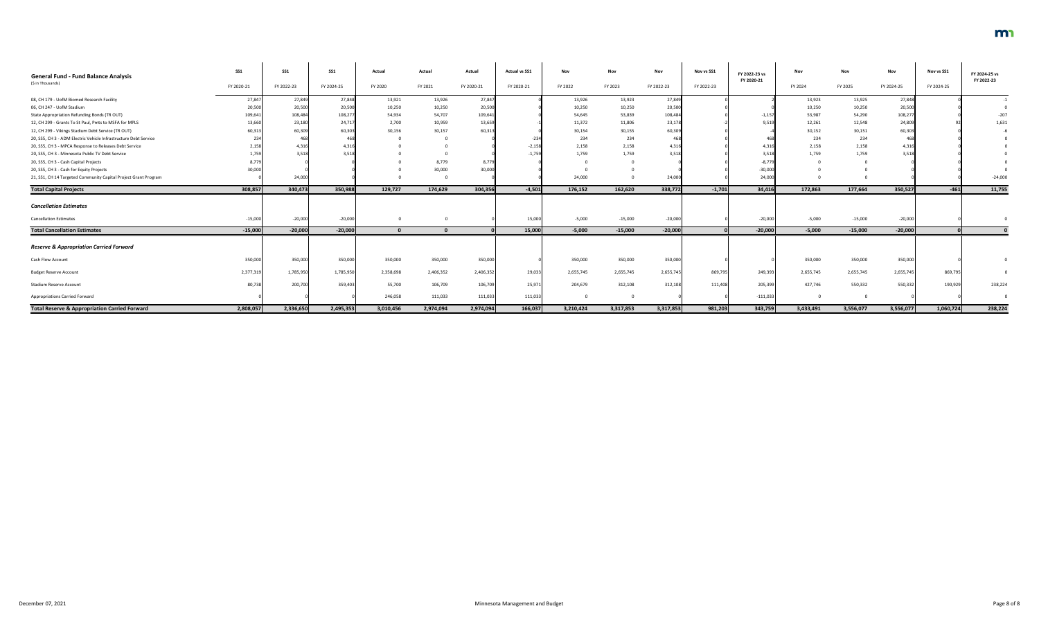| General Fund - Fund Balance Analysis ($ in Thousands) | SS1 FY 2020-21 | SS1 FY 2022-23 | SS1 FY 2024-25 | Actual FY 2020 | Actual FY 2021 | Actual FY 2020-21 | Actual vs SS1 FY 2020-21 | Nov FY 2022 | Nov FY 2023 | Nov FY 2022-23 | Nov vs SS1 FY 2022-23 | FY 2022-23 vs FY 2020-21 | Nov FY 2024 | Nov FY 2025 | Nov FY 2024-25 | Nov vs SS1 FY 2024-25 | FY 2024-25 vs FY 2022-23 |
|---|---|---|---|---|---|---|---|---|---|---|---|---|---|---|---|---|---|
| 08, CH 179 - UofM Biomed Research Facility | 27,847 | 27,849 | 27,848 | 13,921 | 13,926 | 27,847 | 0 | 13,926 | 13,923 | 27,849 | 0 | 2 | 13,923 | 13,925 | 27,848 | 0 | -1 |
| 06, CH 247 - UofM Stadium | 20,500 | 20,500 | 20,500 | 10,250 | 10,250 | 20,500 | 0 | 10,250 | 10,250 | 20,500 | 0 | 0 | 10,250 | 10,250 | 20,500 | 0 | 0 |
| State Appropriation Refunding Bonds (TR OUT) | 109,641 | 108,484 | 108,277 | 54,934 | 54,707 | 109,641 | 0 | 54,645 | 53,839 | 108,484 | 0 | -1,157 | 53,987 | 54,290 | 108,277 | 0 | -207 |
| 12, CH 299 - Grants To St Paul, Pmts to MSFA for MPLS | 13,660 | 23,180 | 24,717 | 2,700 | 10,959 | 13,659 | -1 | 11,372 | 11,806 | 23,178 | -2 | 9,519 | 12,261 | 12,548 | 24,809 | 92 | 1,631 |
| 12, CH 299 - Vikings Stadium Debt Service (TR OUT) | 60,313 | 60,309 | 60,303 | 30,156 | 30,157 | 60,313 | 0 | 30,154 | 30,155 | 60,309 | 0 | -4 | 30,152 | 30,151 | 60,303 | 0 | -6 |
| 20, SS5, CH 3 - ADM Electric Vehicle Infrastructure Debt Service | 234 | 468 | 468 | 0 | 0 | 0 | -234 | 234 | 234 | 468 | 0 | 468 | 234 | 234 | 468 | 0 | 0 |
| 20, SS5, CH 3 - MPCA Response to Releases Debt Service | 2,158 | 4,316 | 4,316 | 0 | 0 | 0 | -2,158 | 2,158 | 2,158 | 4,316 | 0 | 4,316 | 2,158 | 2,158 | 4,316 | 0 | 0 |
| 20, SS5, CH 3 - Minnesota Public TV Debt Service | 1,759 | 3,518 | 3,518 | 0 | 0 | 0 | -1,759 | 1,759 | 1,759 | 3,518 | 0 | 3,518 | 1,759 | 1,759 | 3,518 | 0 | 0 |
| 20, SS5, CH 3 - Cash Capital Projects | 8,779 | 0 | 0 | 0 | 8,779 | 8,779 | 0 | 0 | 0 | 0 | 0 | -8,779 | 0 | 0 | 0 | 0 | 0 |
| 20, SS5, CH 3 - Cash for Equity Projects | 30,000 | 0 | 0 | 0 | 30,000 | 30,000 | 0 | 0 | 0 | 0 | 0 | -30,000 | 0 | 0 | 0 | 0 | 0 |
| 21, SS1, CH 14 Targeted Community Capital Project Grant Program | 0 | 24,000 | 0 | 0 | 0 | 0 | 0 | 24,000 | 0 | 24,000 | 0 | 24,000 | 0 | 0 | 0 | 0 | -24,000 |
| **Total Capital Projects** | **308,857** | **340,473** | **350,988** | **129,727** | **174,629** | **304,356** | **-4,501** | **176,152** | **162,620** | **338,772** | **-1,701** | **34,416** | **172,863** | **177,664** | **350,527** | **-461** | **11,755** |
| ***Cancellation Estimates*** | | | | | | | | | | | | | | | | | |
| Cancellation Estimates | -15,000 | -20,000 | -20,000 | 0 | 0 | 0 | 15,000 | -5,000 | -15,000 | -20,000 | 0 | -20,000 | -5,000 | -15,000 | -20,000 | 0 | 0 |
| **Total Cancellation Estimates** | **-15,000** | **-20,000** | **-20,000** | **0** | **0** | **0** | **15,000** | **-5,000** | **-15,000** | **-20,000** | **0** | **-20,000** | **-5,000** | **-15,000** | **-20,000** | **0** | **0** |
| ***Reserve & Appropriation Carried Forward*** | | | | | | | | | | | | | | | | | |
| Cash Flow Account | 350,000 | 350,000 | 350,000 | 350,000 | 350,000 | 350,000 | 0 | 350,000 | 350,000 | 350,000 | 0 | 0 | 350,000 | 350,000 | 350,000 | 0 | 0 |
| Budget Reserve Account | 2,377,319 | 1,785,950 | 1,785,950 | 2,358,698 | 2,406,352 | 2,406,352 | 29,033 | 2,655,745 | 2,655,745 | 2,655,745 | 869,795 | 249,393 | 2,655,745 | 2,655,745 | 2,655,745 | 869,795 | 0 |
| Stadium Reserve Account | 80,738 | 200,700 | 359,403 | 55,700 | 106,709 | 106,709 | 25,971 | 204,679 | 312,108 | 312,108 | 111,408 | 205,399 | 427,746 | 550,332 | 550,332 | 190,929 | 238,224 |
| Appropriations Carried Forward | 0 | 0 | 0 | 246,058 | 111,033 | 111,033 | 111,033 | 0 | 0 | 0 | 0 | -111,033 | 0 | 0 | 0 | 0 | 0 |
| **Total Reserve & Appropriation Carried Forward** | **2,808,057** | **2,336,650** | **2,495,353** | **3,010,456** | **2,974,094** | **2,974,094** | **166,037** | **3,210,424** | **3,317,853** | **3,317,853** | **981,203** | **343,759** | **3,433,491** | **3,556,077** | **3,556,077** | **1,060,724** | **238,224** |